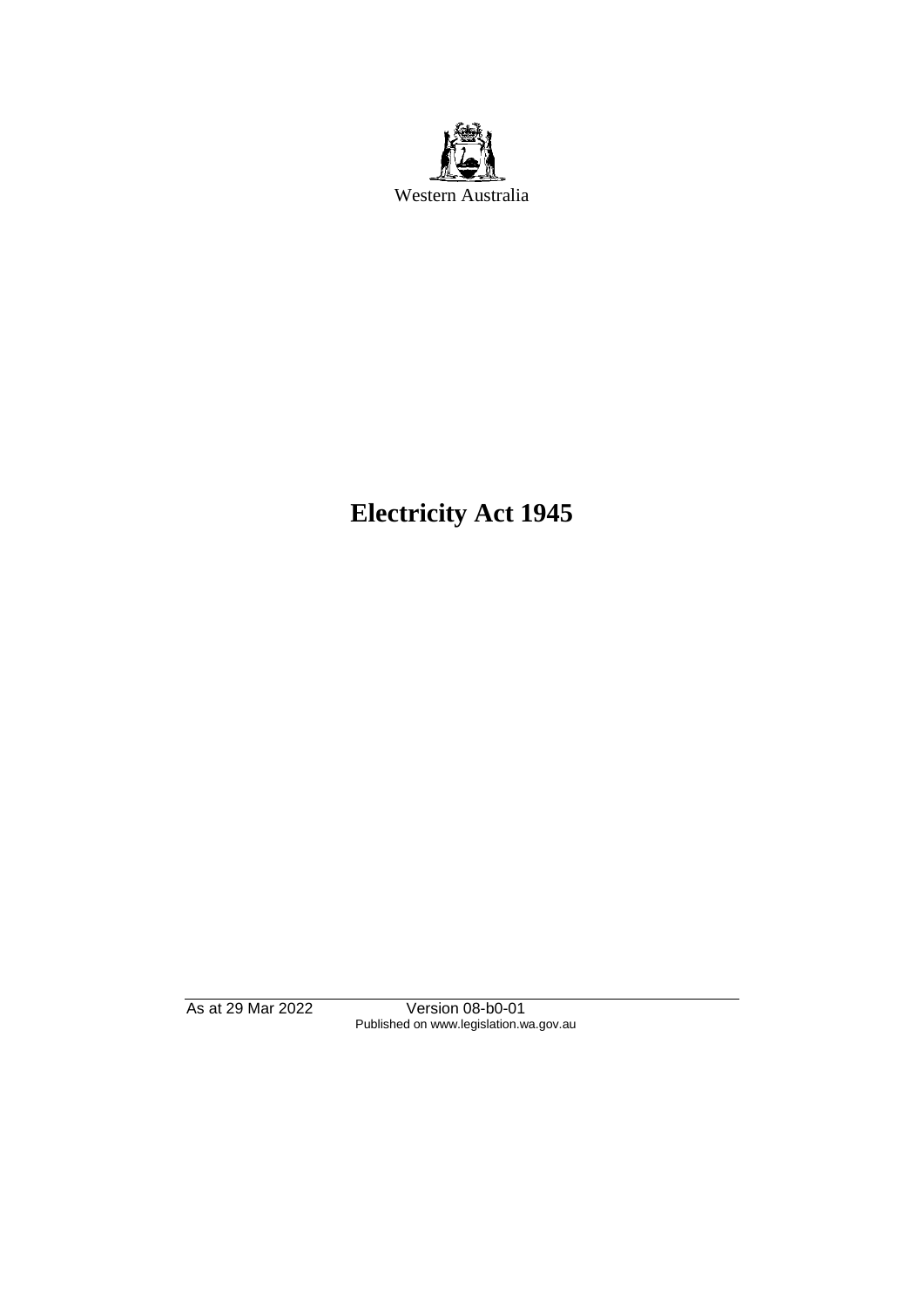Western Australia

# Electricity Act 1945

As at 29 Mar 2022 Version 08-b0-01
Published on www.legislation.wa.gov.au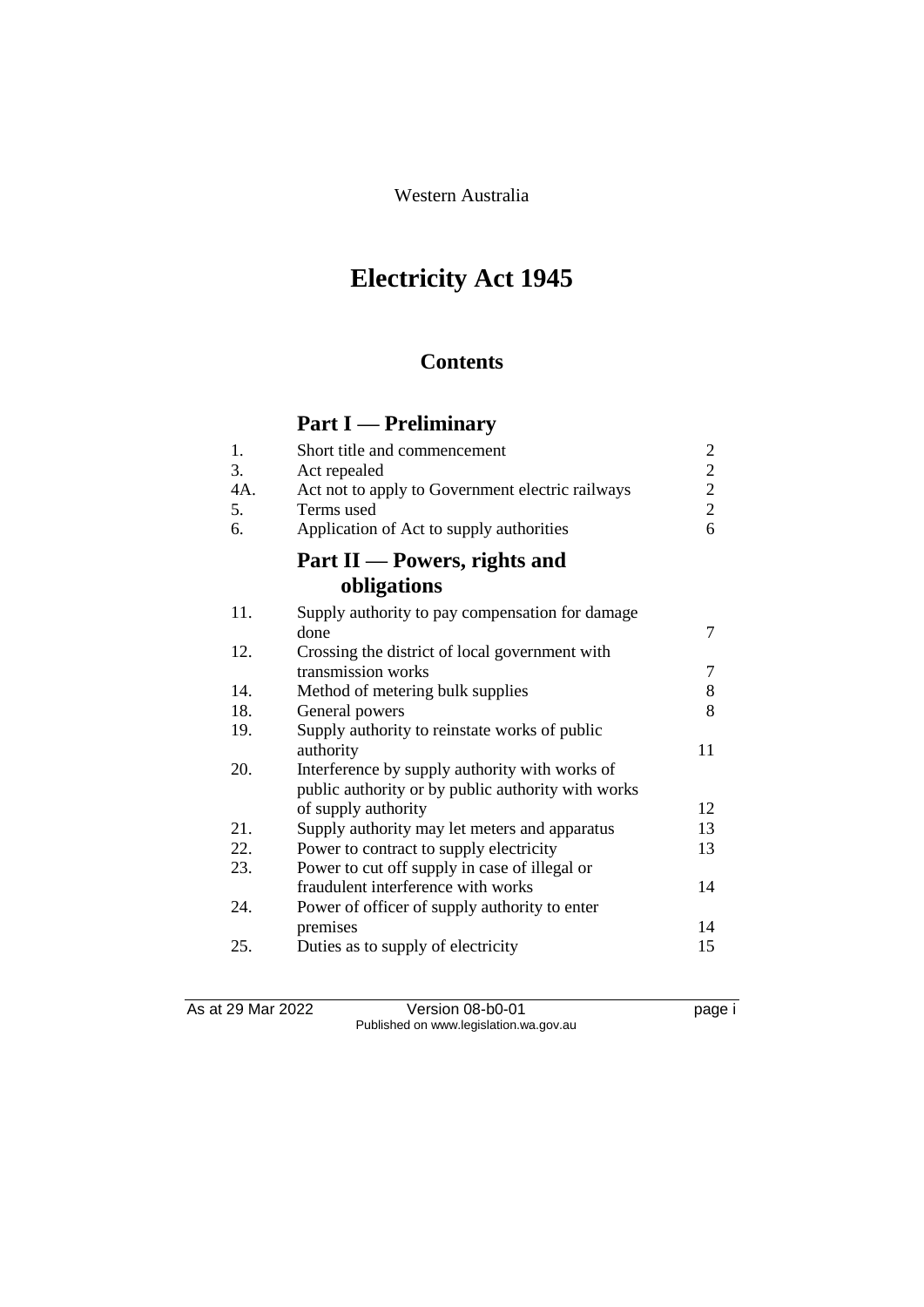Western Australia

# Electricity Act 1945

## Contents

### Part I — Preliminary

| | | |
|---|---|---|
| 1. | Short title and commencement | 2 |
| 3. | Act repealed | 2 |
| 4A. | Act not to apply to Government electric railways | 2 |
| 5. | Terms used | 2 |
| 6. | Application of Act to supply authorities | 6 |

### Part II — Powers, rights and obligations

| | | |
|---|---|---|
| 11. | Supply authority to pay compensation for damage done | 7 |
| 12. | Crossing the district of local government with transmission works | 7 |
| 14. | Method of metering bulk supplies | 8 |
| 18. | General powers | 8 |
| 19. | Supply authority to reinstate works of public authority | 11 |
| 20. | Interference by supply authority with works of public authority or by public authority with works of supply authority | 12 |
| 21. | Supply authority may let meters and apparatus | 13 |
| 22. | Power to contract to supply electricity | 13 |
| 23. | Power to cut off supply in case of illegal or fraudulent interference with works | 14 |
| 24. | Power of officer of supply authority to enter premises | 14 |
| 25. | Duties as to supply of electricity | 15 |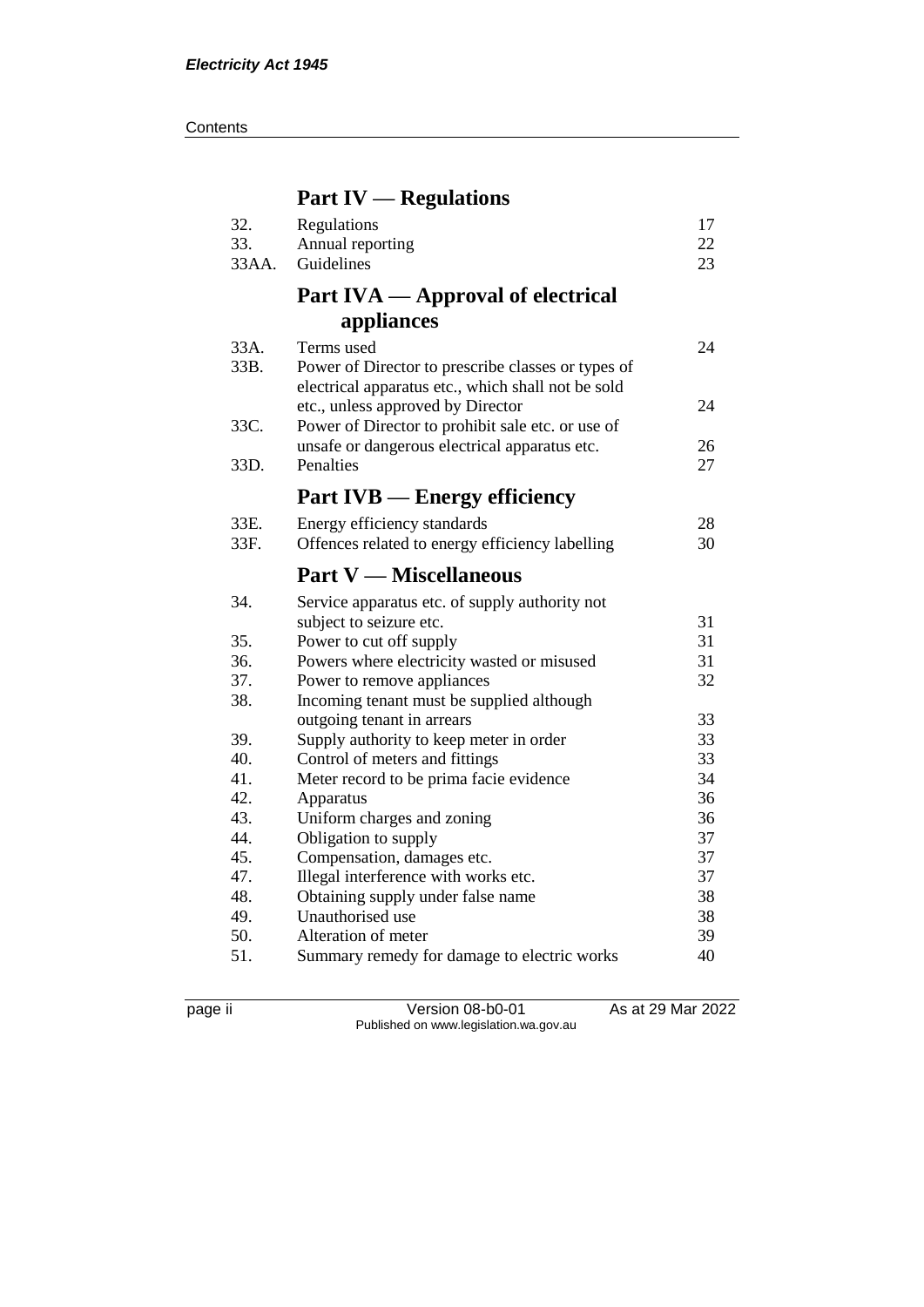## Part IV — Regulations

| | | |
|---|---|---|
| 32. | Regulations | 17 |
| 33. | Annual reporting | 22 |
| 33AA. | Guidelines | 23 |

## Part IVA — Approval of electrical appliances

| | | |
|---|---|---|
| 33A. | Terms used | 24 |
| 33B. | Power of Director to prescribe classes or types of electrical apparatus etc., which shall not be sold etc., unless approved by Director | 24 |
| 33C. | Power of Director to prohibit sale etc. or use of unsafe or dangerous electrical apparatus etc. | 26 |
| 33D. | Penalties | 27 |

## Part IVB — Energy efficiency

| | | |
|---|---|---|
| 33E. | Energy efficiency standards | 28 |
| 33F. | Offences related to energy efficiency labelling | 30 |

## Part V — Miscellaneous

| | | |
|---|---|---|
| 34. | Service apparatus etc. of supply authority not subject to seizure etc. | 31 |
| 35. | Power to cut off supply | 31 |
| 36. | Powers where electricity wasted or misused | 31 |
| 37. | Power to remove appliances | 32 |
| 38. | Incoming tenant must be supplied although outgoing tenant in arrears | 33 |
| 39. | Supply authority to keep meter in order | 33 |
| 40. | Control of meters and fittings | 33 |
| 41. | Meter record to be prima facie evidence | 34 |
| 42. | Apparatus | 36 |
| 43. | Uniform charges and zoning | 36 |
| 44. | Obligation to supply | 37 |
| 45. | Compensation, damages etc. | 37 |
| 47. | Illegal interference with works etc. | 37 |
| 48. | Obtaining supply under false name | 38 |
| 49. | Unauthorised use | 38 |
| 50. | Alteration of meter | 39 |
| 51. | Summary remedy for damage to electric works | 40 |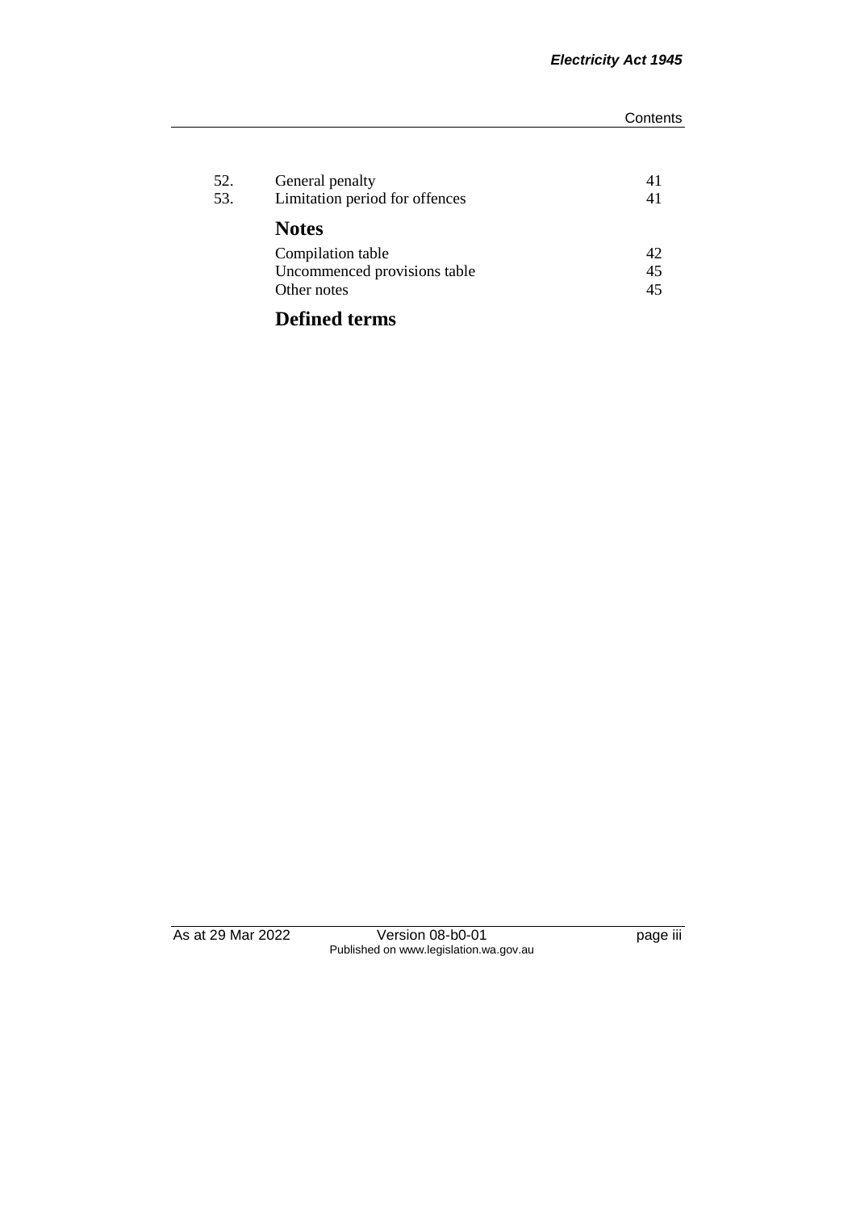| | | |
|---|---|---|
| 52. | General penalty | 41 |
| 53. | Limitation period for offences | 41 |

## Notes

| | |
|---|---|
| Compilation table | 42 |
| Uncommenced provisions table | 45 |
| Other notes | 45 |

## Defined terms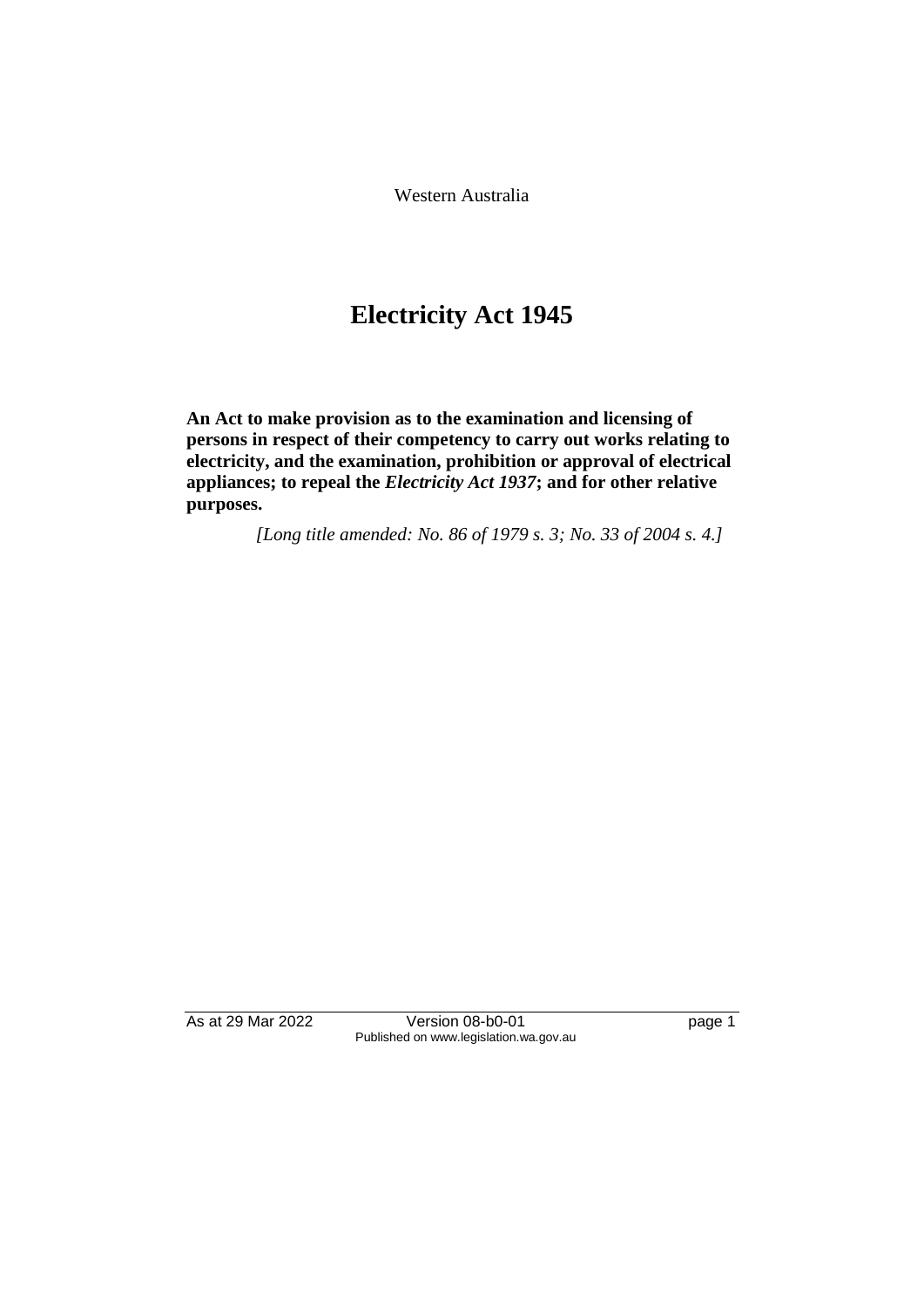Western Australia

# Electricity Act 1945

**An Act to make provision as to the examination and licensing of persons in respect of their competency to carry out works relating to electricity, and the examination, prohibition or approval of electrical appliances; to repeal the *Electricity Act 1937*; and for other relative purposes.**

*[Long title amended: No. 86 of 1979 s. 3; No. 33 of 2004 s. 4.]*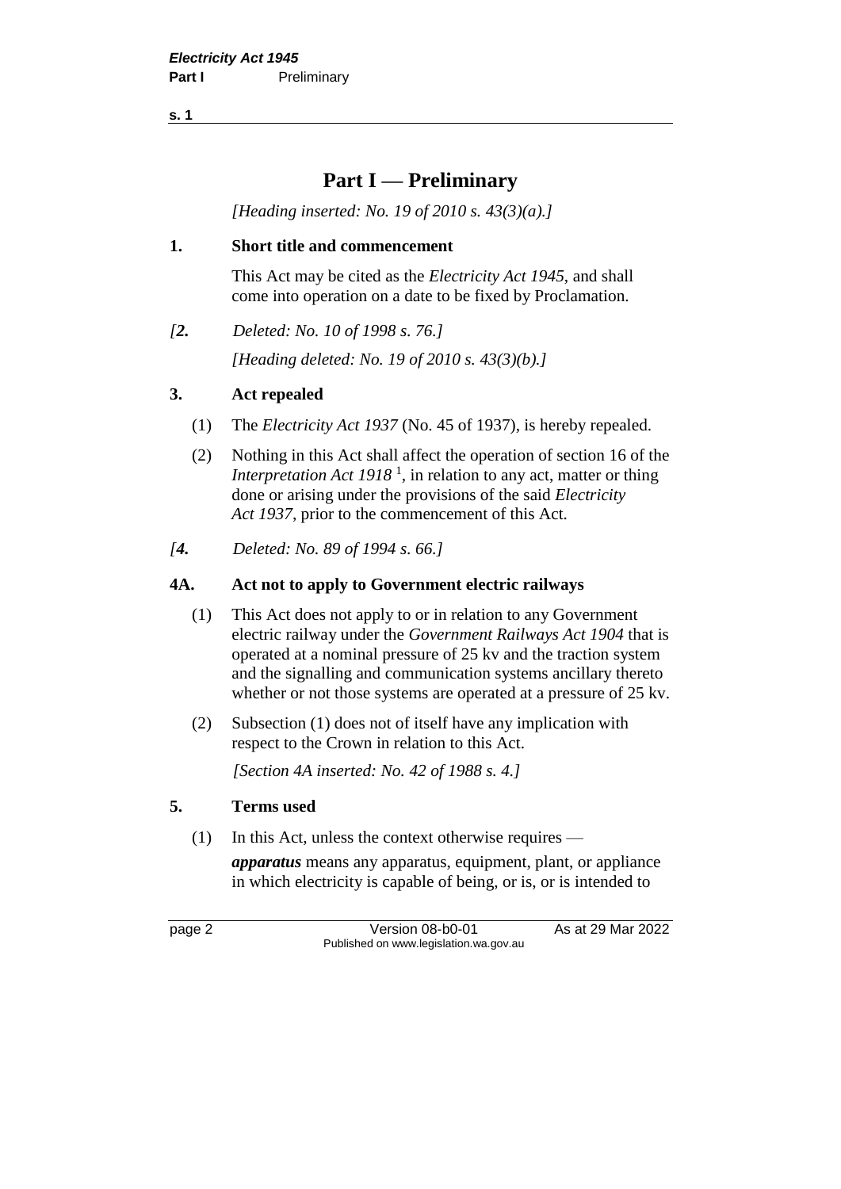# Part I — Preliminary

*[Heading inserted: No. 19 of 2010 s. 43(3)(a).]*

**1. Short title and commencement**

This Act may be cited as the *Electricity Act 1945*, and shall come into operation on a date to be fixed by Proclamation.

*[2. Deleted: No. 10 of 1998 s. 76.]*

*[Heading deleted: No. 19 of 2010 s. 43(3)(b).]*

**3. Act repealed**

(1) The *Electricity Act 1937* (No. 45 of 1937), is hereby repealed.

(2) Nothing in this Act shall affect the operation of section 16 of the *Interpretation Act 1918* [1], in relation to any act, matter or thing done or arising under the provisions of the said *Electricity Act 1937*, prior to the commencement of this Act.

*[4. Deleted: No. 89 of 1994 s. 66.]*

**4A. Act not to apply to Government electric railways**

(1) This Act does not apply to or in relation to any Government electric railway under the *Government Railways Act 1904* that is operated at a nominal pressure of 25 kv and the traction system and the signalling and communication systems ancillary thereto whether or not those systems are operated at a pressure of 25 kv.

(2) Subsection (1) does not of itself have any implication with respect to the Crown in relation to this Act.

*[Section 4A inserted: No. 42 of 1988 s. 4.]*

**5. Terms used**

(1) In this Act, unless the context otherwise requires —

***apparatus*** means any apparatus, equipment, plant, or appliance in which electricity is capable of being, or is, or is intended to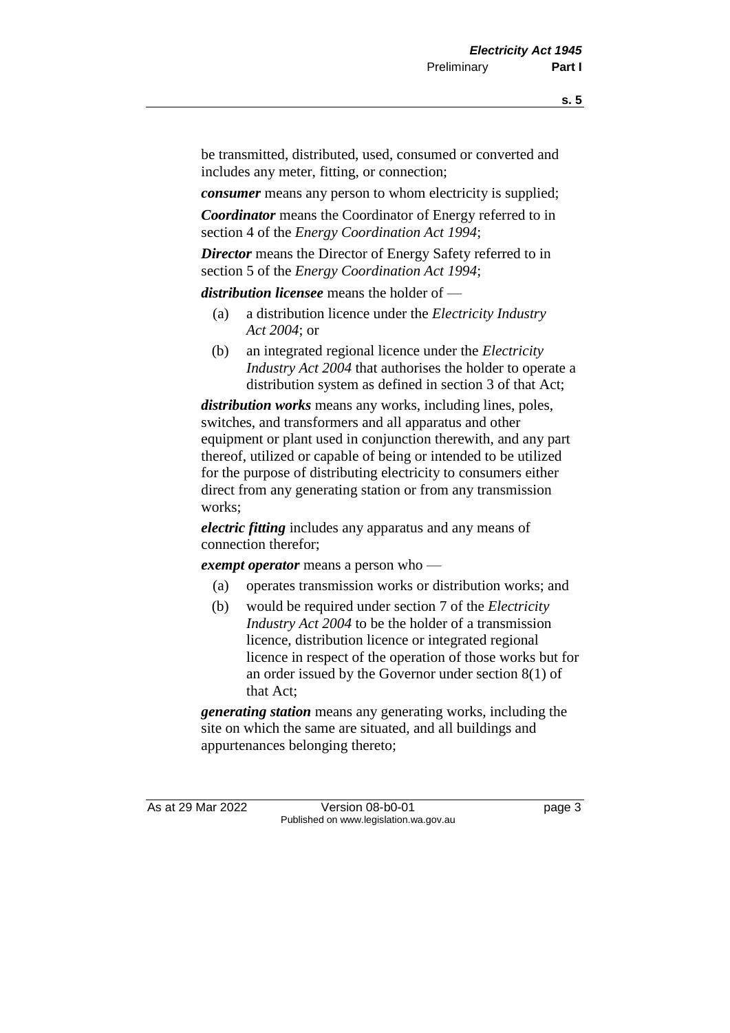be transmitted, distributed, used, consumed or converted and includes any meter, fitting, or connection;

***consumer*** means any person to whom electricity is supplied;

***Coordinator*** means the Coordinator of Energy referred to in section 4 of the *Energy Coordination Act 1994*;

***Director*** means the Director of Energy Safety referred to in section 5 of the *Energy Coordination Act 1994*;

***distribution licensee*** means the holder of —

(a) a distribution licence under the *Electricity Industry Act 2004*; or

(b) an integrated regional licence under the *Electricity Industry Act 2004* that authorises the holder to operate a distribution system as defined in section 3 of that Act;

***distribution works*** means any works, including lines, poles, switches, and transformers and all apparatus and other equipment or plant used in conjunction therewith, and any part thereof, utilized or capable of being or intended to be utilized for the purpose of distributing electricity to consumers either direct from any generating station or from any transmission works;

***electric fitting*** includes any apparatus and any means of connection therefor;

***exempt operator*** means a person who —

(a) operates transmission works or distribution works; and

(b) would be required under section 7 of the *Electricity Industry Act 2004* to be the holder of a transmission licence, distribution licence or integrated regional licence in respect of the operation of those works but for an order issued by the Governor under section 8(1) of that Act;

***generating station*** means any generating works, including the site on which the same are situated, and all buildings and appurtenances belonging thereto;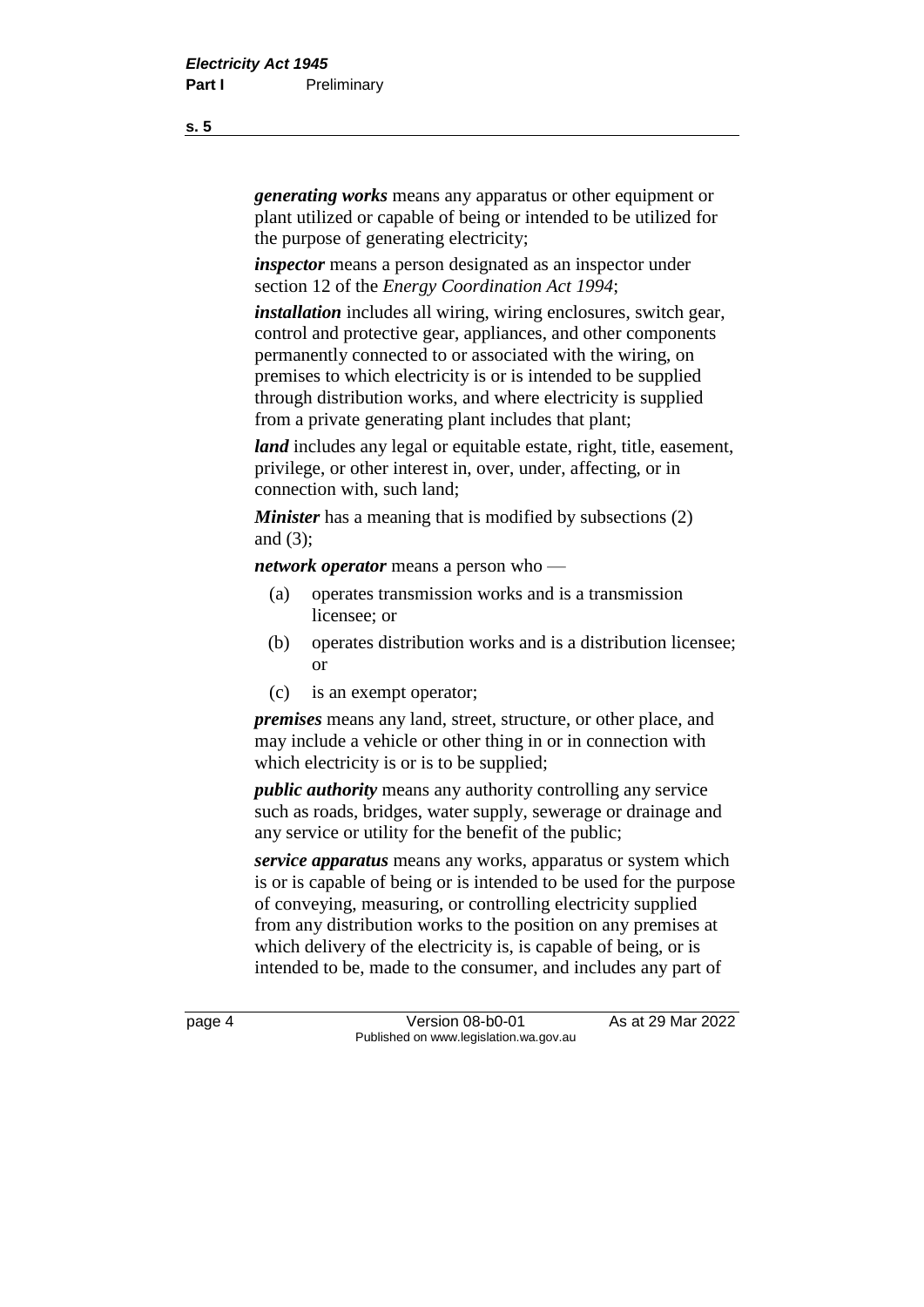***generating works*** means any apparatus or other equipment or plant utilized or capable of being or intended to be utilized for the purpose of generating electricity;

***inspector*** means a person designated as an inspector under section 12 of the *Energy Coordination Act 1994*;

***installation*** includes all wiring, wiring enclosures, switch gear, control and protective gear, appliances, and other components permanently connected to or associated with the wiring, on premises to which electricity is or is intended to be supplied through distribution works, and where electricity is supplied from a private generating plant includes that plant;

***land*** includes any legal or equitable estate, right, title, easement, privilege, or other interest in, over, under, affecting, or in connection with, such land;

***Minister*** has a meaning that is modified by subsections (2) and (3);

***network operator*** means a person who —

(a) operates transmission works and is a transmission licensee; or

(b) operates distribution works and is a distribution licensee; or

(c) is an exempt operator;

***premises*** means any land, street, structure, or other place, and may include a vehicle or other thing in or in connection with which electricity is or is to be supplied;

***public authority*** means any authority controlling any service such as roads, bridges, water supply, sewerage or drainage and any service or utility for the benefit of the public;

***service apparatus*** means any works, apparatus or system which is or is capable of being or is intended to be used for the purpose of conveying, measuring, or controlling electricity supplied from any distribution works to the position on any premises at which delivery of the electricity is, is capable of being, or is intended to be, made to the consumer, and includes any part of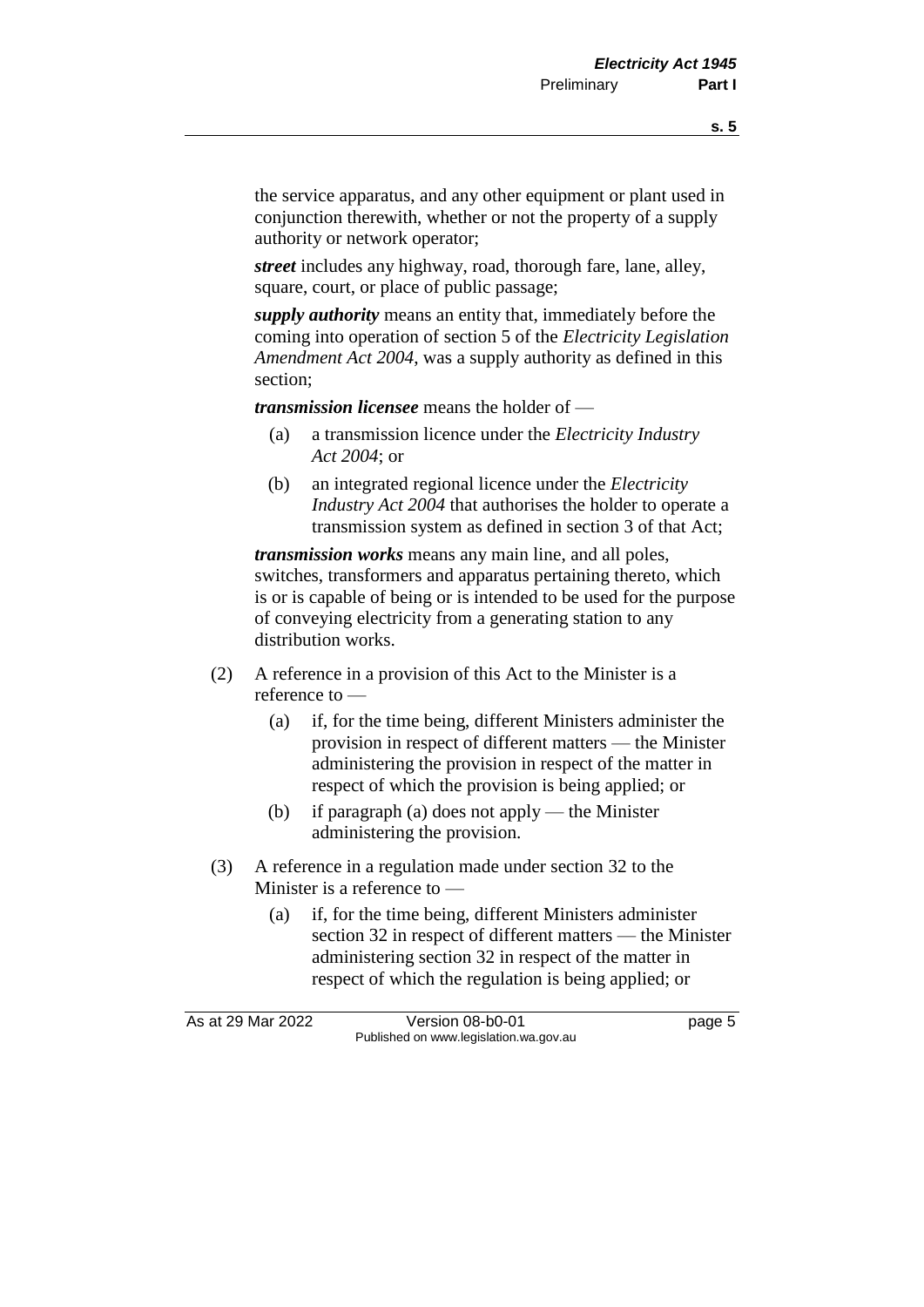the service apparatus, and any other equipment or plant used in conjunction therewith, whether or not the property of a supply authority or network operator;

***street*** includes any highway, road, thorough fare, lane, alley, square, court, or place of public passage;

***supply authority*** means an entity that, immediately before the coming into operation of section 5 of the *Electricity Legislation Amendment Act 2004*, was a supply authority as defined in this section;

***transmission licensee*** means the holder of —

(a) a transmission licence under the *Electricity Industry Act 2004*; or

(b) an integrated regional licence under the *Electricity Industry Act 2004* that authorises the holder to operate a transmission system as defined in section 3 of that Act;

***transmission works*** means any main line, and all poles, switches, transformers and apparatus pertaining thereto, which is or is capable of being or is intended to be used for the purpose of conveying electricity from a generating station to any distribution works.

(2) A reference in a provision of this Act to the Minister is a reference to —

(a) if, for the time being, different Ministers administer the provision in respect of different matters — the Minister administering the provision in respect of the matter in respect of which the provision is being applied; or

(b) if paragraph (a) does not apply — the Minister administering the provision.

(3) A reference in a regulation made under section 32 to the Minister is a reference to —

(a) if, for the time being, different Ministers administer section 32 in respect of different matters — the Minister administering section 32 in respect of the matter in respect of which the regulation is being applied; or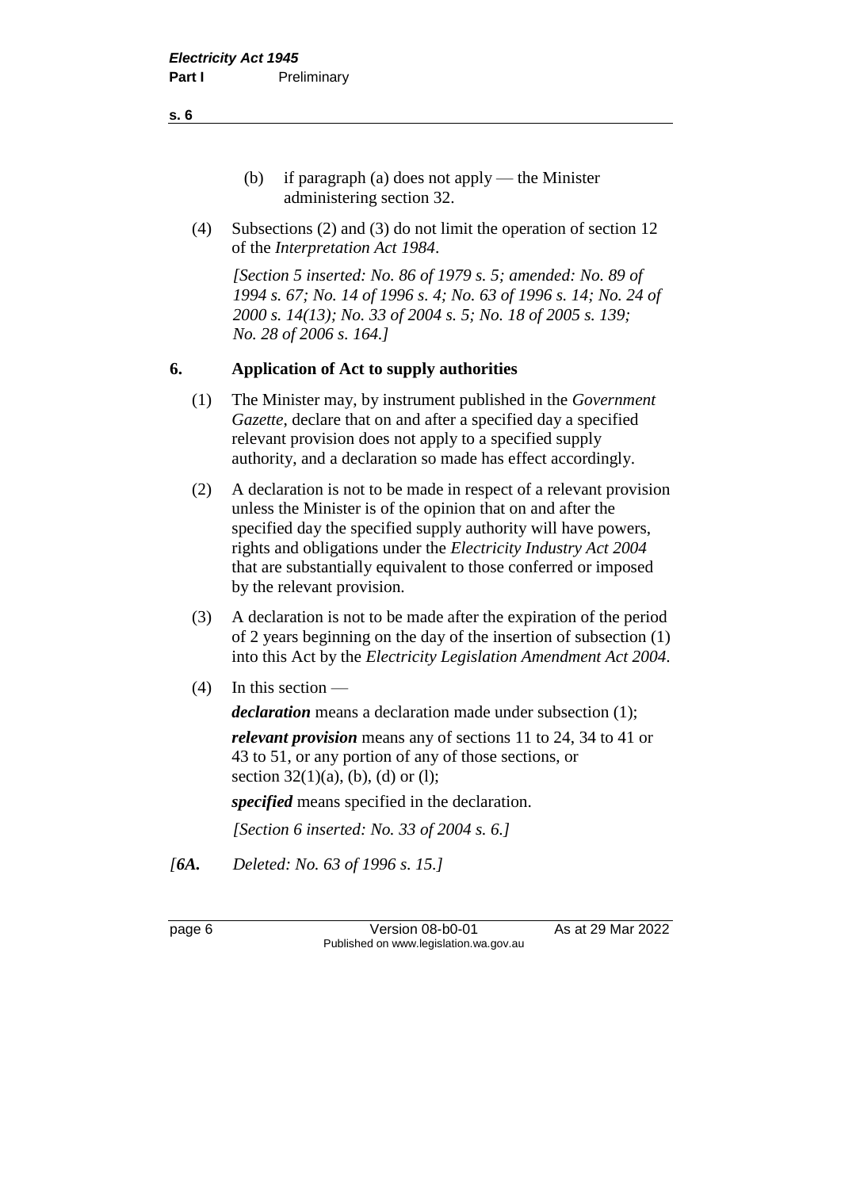(b) if paragraph (a) does not apply — the Minister administering section 32.

(4) Subsections (2) and (3) do not limit the operation of section 12 of the *Interpretation Act 1984*.

*[Section 5 inserted: No. 86 of 1979 s. 5; amended: No. 89 of 1994 s. 67; No. 14 of 1996 s. 4; No. 63 of 1996 s. 14; No. 24 of 2000 s. 14(13); No. 33 of 2004 s. 5; No. 18 of 2005 s. 139; No. 28 of 2006 s. 164.]*

## 6. Application of Act to supply authorities

(1) The Minister may, by instrument published in the *Government Gazette*, declare that on and after a specified day a specified relevant provision does not apply to a specified supply authority, and a declaration so made has effect accordingly.

(2) A declaration is not to be made in respect of a relevant provision unless the Minister is of the opinion that on and after the specified day the specified supply authority will have powers, rights and obligations under the *Electricity Industry Act 2004* that are substantially equivalent to those conferred or imposed by the relevant provision.

(3) A declaration is not to be made after the expiration of the period of 2 years beginning on the day of the insertion of subsection (1) into this Act by the *Electricity Legislation Amendment Act 2004*.

(4) In this section —

***declaration*** means a declaration made under subsection (1);

***relevant provision*** means any of sections 11 to 24, 34 to 41 or 43 to 51, or any portion of any of those sections, or section 32(1)(a), (b), (d) or (l);

***specified*** means specified in the declaration.

*[Section 6 inserted: No. 33 of 2004 s. 6.]*

*[**6A.** Deleted: No. 63 of 1996 s. 15.]*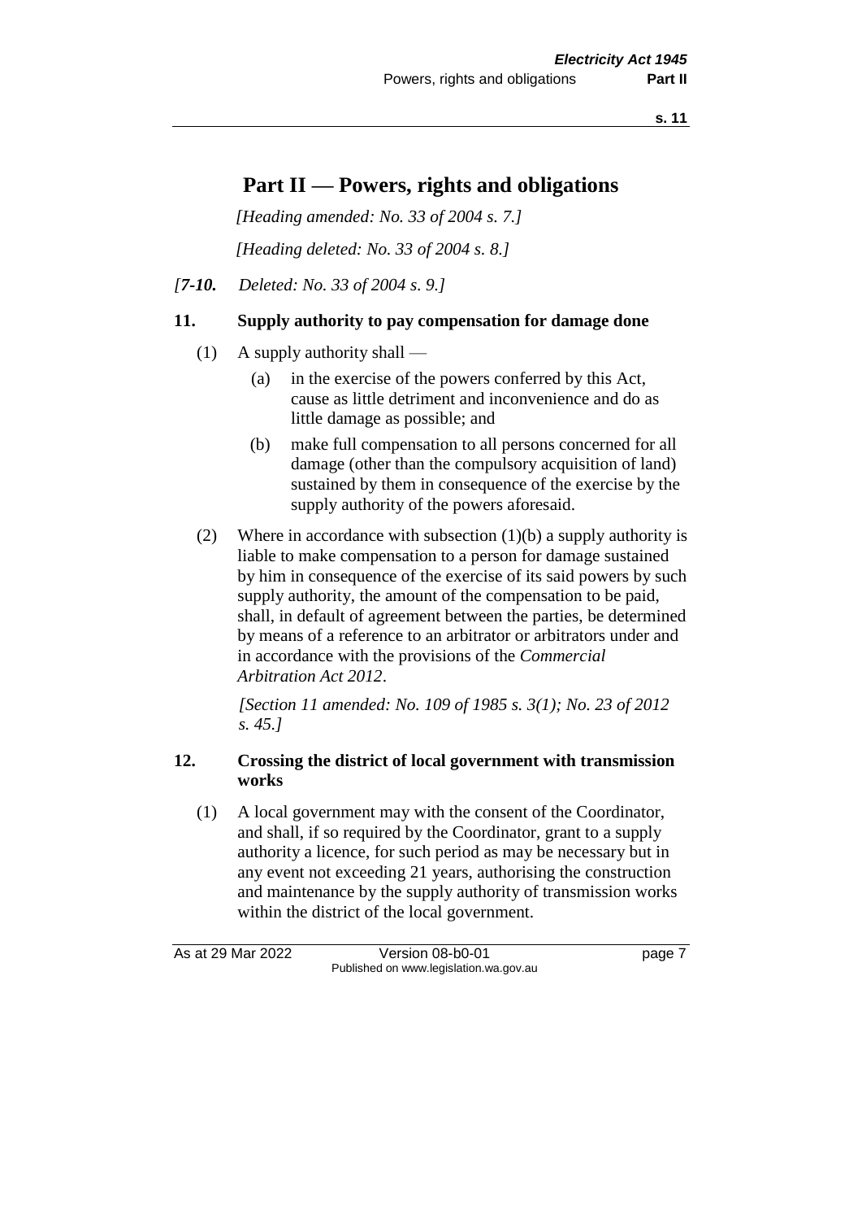# Part II — Powers, rights and obligations

*[Heading amended: No. 33 of 2004 s. 7.]*

*[Heading deleted: No. 33 of 2004 s. 8.]*

*[**7-10.** Deleted: No. 33 of 2004 s. 9.]*

## 11. Supply authority to pay compensation for damage done

(1) A supply authority shall —

(a) in the exercise of the powers conferred by this Act, cause as little detriment and inconvenience and do as little damage as possible; and

(b) make full compensation to all persons concerned for all damage (other than the compulsory acquisition of land) sustained by them in consequence of the exercise by the supply authority of the powers aforesaid.

(2) Where in accordance with subsection (1)(b) a supply authority is liable to make compensation to a person for damage sustained by him in consequence of the exercise of its said powers by such supply authority, the amount of the compensation to be paid, shall, in default of agreement between the parties, be determined by means of a reference to an arbitrator or arbitrators under and in accordance with the provisions of the *Commercial Arbitration Act 2012*.

*[Section 11 amended: No. 109 of 1985 s. 3(1); No. 23 of 2012 s. 45.]*

## 12. Crossing the district of local government with transmission works

(1) A local government may with the consent of the Coordinator, and shall, if so required by the Coordinator, grant to a supply authority a licence, for such period as may be necessary but in any event not exceeding 21 years, authorising the construction and maintenance by the supply authority of transmission works within the district of the local government.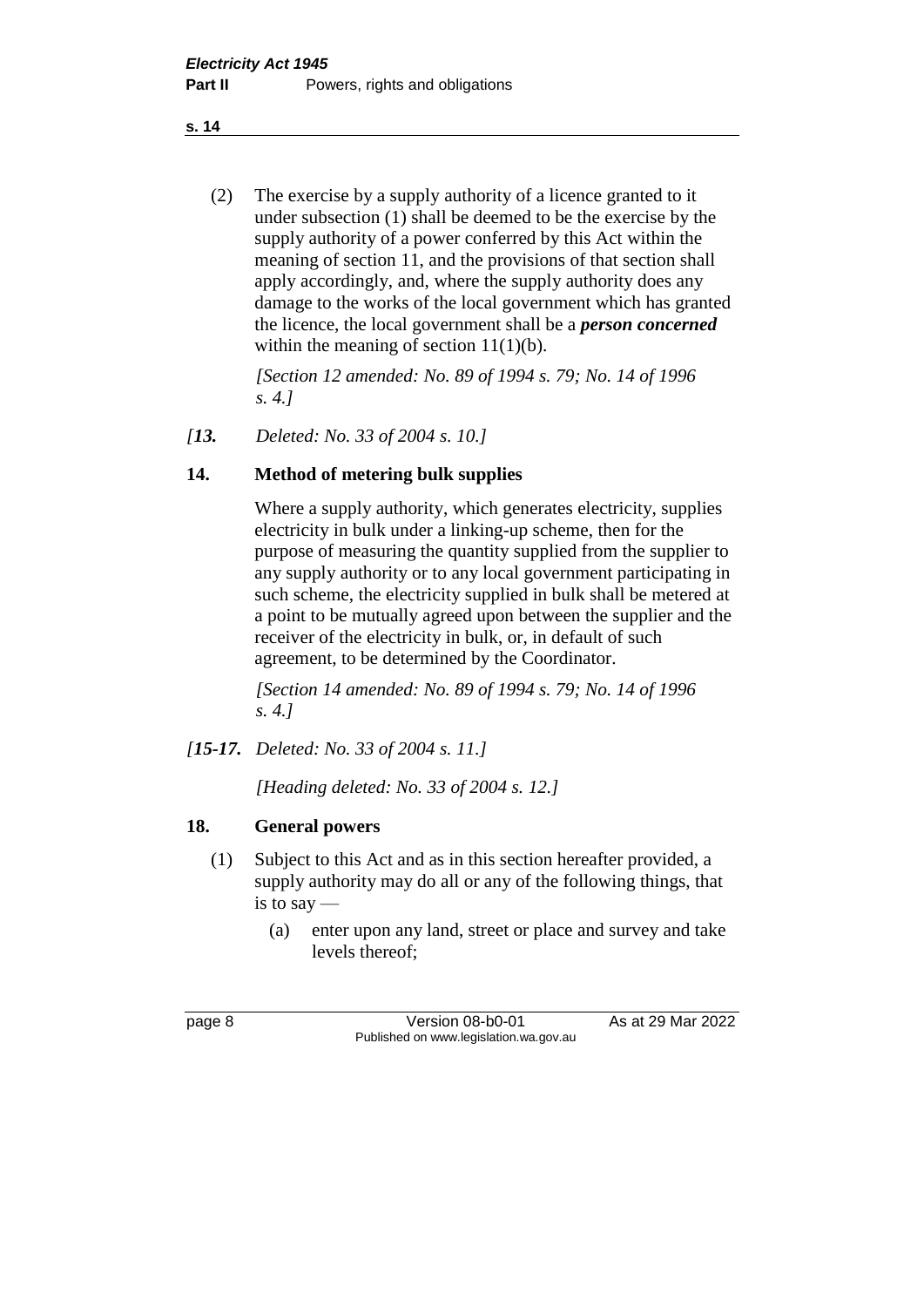(2) The exercise by a supply authority of a licence granted to it under subsection (1) shall be deemed to be the exercise by the supply authority of a power conferred by this Act within the meaning of section 11, and the provisions of that section shall apply accordingly, and, where the supply authority does any damage to the works of the local government which has granted the licence, the local government shall be a ***person concerned*** within the meaning of section 11(1)(b).

*[Section 12 amended: No. 89 of 1994 s. 79; No. 14 of 1996 s. 4.]*

*[**13.** Deleted: No. 33 of 2004 s. 10.]*

## 14. Method of metering bulk supplies

Where a supply authority, which generates electricity, supplies electricity in bulk under a linking-up scheme, then for the purpose of measuring the quantity supplied from the supplier to any supply authority or to any local government participating in such scheme, the electricity supplied in bulk shall be metered at a point to be mutually agreed upon between the supplier and the receiver of the electricity in bulk, or, in default of such agreement, to be determined by the Coordinator.

*[Section 14 amended: No. 89 of 1994 s. 79; No. 14 of 1996 s. 4.]*

*[**15-17.** Deleted: No. 33 of 2004 s. 11.]*

*[Heading deleted: No. 33 of 2004 s. 12.]*

## 18. General powers

(1) Subject to this Act and as in this section hereafter provided, a supply authority may do all or any of the following things, that is to say —

(a) enter upon any land, street or place and survey and take levels thereof;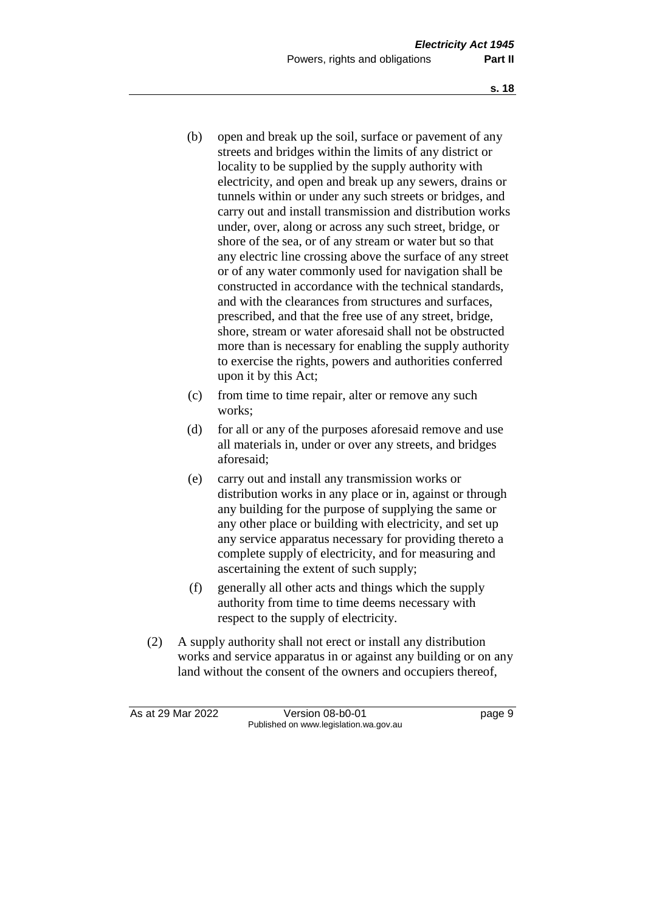(b) open and break up the soil, surface or pavement of any streets and bridges within the limits of any district or locality to be supplied by the supply authority with electricity, and open and break up any sewers, drains or tunnels within or under any such streets or bridges, and carry out and install transmission and distribution works under, over, along or across any such street, bridge, or shore of the sea, or of any stream or water but so that any electric line crossing above the surface of any street or of any water commonly used for navigation shall be constructed in accordance with the technical standards, and with the clearances from structures and surfaces, prescribed, and that the free use of any street, bridge, shore, stream or water aforesaid shall not be obstructed more than is necessary for enabling the supply authority to exercise the rights, powers and authorities conferred upon it by this Act;

(c) from time to time repair, alter or remove any such works;

(d) for all or any of the purposes aforesaid remove and use all materials in, under or over any streets, and bridges aforesaid;

(e) carry out and install any transmission works or distribution works in any place or in, against or through any building for the purpose of supplying the same or any other place or building with electricity, and set up any service apparatus necessary for providing thereto a complete supply of electricity, and for measuring and ascertaining the extent of such supply;

(f) generally all other acts and things which the supply authority from time to time deems necessary with respect to the supply of electricity.

(2) A supply authority shall not erect or install any distribution works and service apparatus in or against any building or on any land without the consent of the owners and occupiers thereof,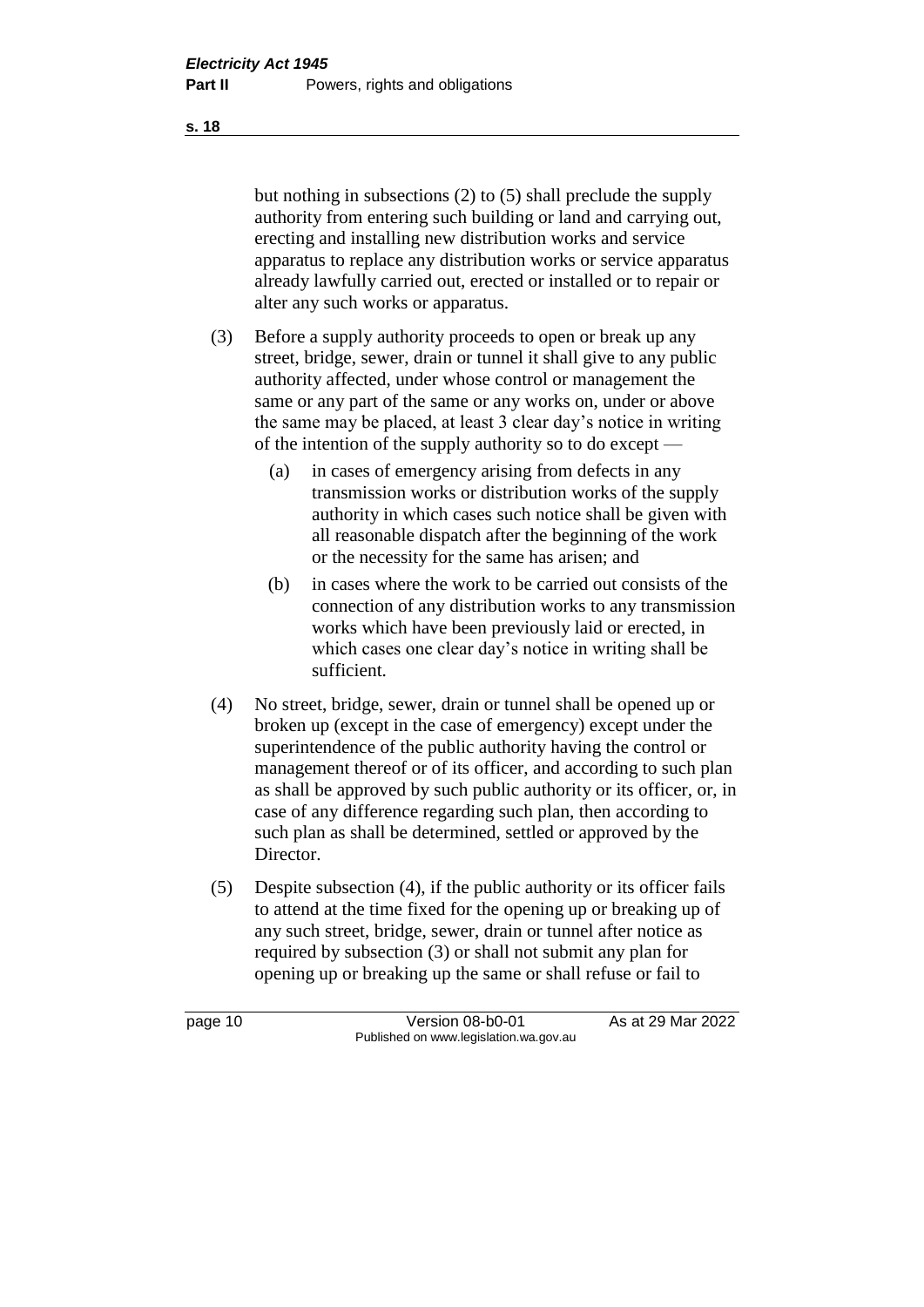but nothing in subsections (2) to (5) shall preclude the supply authority from entering such building or land and carrying out, erecting and installing new distribution works and service apparatus to replace any distribution works or service apparatus already lawfully carried out, erected or installed or to repair or alter any such works or apparatus.

(3) Before a supply authority proceeds to open or break up any street, bridge, sewer, drain or tunnel it shall give to any public authority affected, under whose control or management the same or any part of the same or any works on, under or above the same may be placed, at least 3 clear day's notice in writing of the intention of the supply authority so to do except —

(a) in cases of emergency arising from defects in any transmission works or distribution works of the supply authority in which cases such notice shall be given with all reasonable dispatch after the beginning of the work or the necessity for the same has arisen; and

(b) in cases where the work to be carried out consists of the connection of any distribution works to any transmission works which have been previously laid or erected, in which cases one clear day's notice in writing shall be sufficient.

(4) No street, bridge, sewer, drain or tunnel shall be opened up or broken up (except in the case of emergency) except under the superintendence of the public authority having the control or management thereof or of its officer, and according to such plan as shall be approved by such public authority or its officer, or, in case of any difference regarding such plan, then according to such plan as shall be determined, settled or approved by the Director.

(5) Despite subsection (4), if the public authority or its officer fails to attend at the time fixed for the opening up or breaking up of any such street, bridge, sewer, drain or tunnel after notice as required by subsection (3) or shall not submit any plan for opening up or breaking up the same or shall refuse or fail to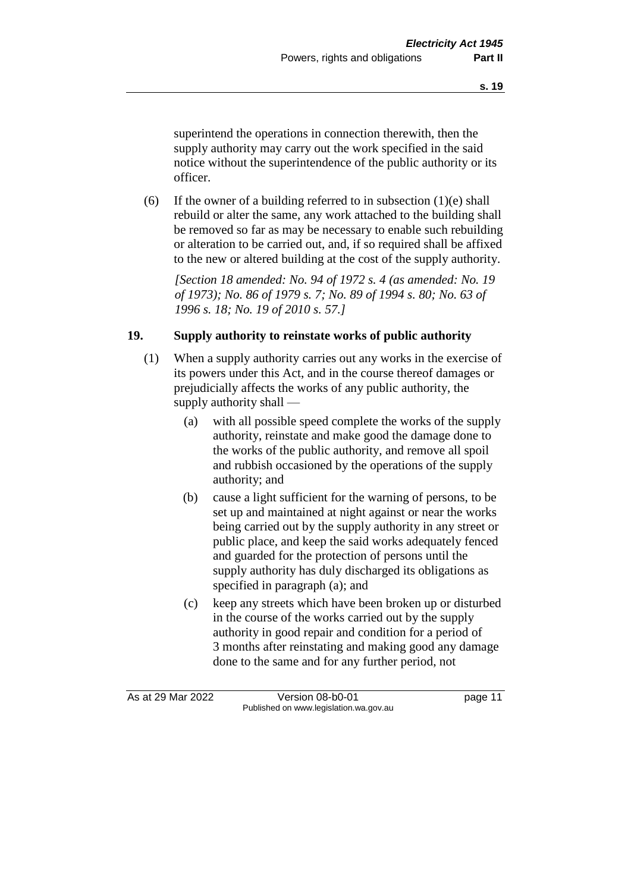superintend the operations in connection therewith, then the supply authority may carry out the work specified in the said notice without the superintendence of the public authority or its officer.

(6) If the owner of a building referred to in subsection (1)(e) shall rebuild or alter the same, any work attached to the building shall be removed so far as may be necessary to enable such rebuilding or alteration to be carried out, and, if so required shall be affixed to the new or altered building at the cost of the supply authority.

*[Section 18 amended: No. 94 of 1972 s. 4 (as amended: No. 19 of 1973); No. 86 of 1979 s. 7; No. 89 of 1994 s. 80; No. 63 of 1996 s. 18; No. 19 of 2010 s. 57.]*

## 19. Supply authority to reinstate works of public authority

(1) When a supply authority carries out any works in the exercise of its powers under this Act, and in the course thereof damages or prejudicially affects the works of any public authority, the supply authority shall —

- (a) with all possible speed complete the works of the supply authority, reinstate and make good the damage done to the works of the public authority, and remove all spoil and rubbish occasioned by the operations of the supply authority; and
- (b) cause a light sufficient for the warning of persons, to be set up and maintained at night against or near the works being carried out by the supply authority in any street or public place, and keep the said works adequately fenced and guarded for the protection of persons until the supply authority has duly discharged its obligations as specified in paragraph (a); and
- (c) keep any streets which have been broken up or disturbed in the course of the works carried out by the supply authority in good repair and condition for a period of 3 months after reinstating and making good any damage done to the same and for any further period, not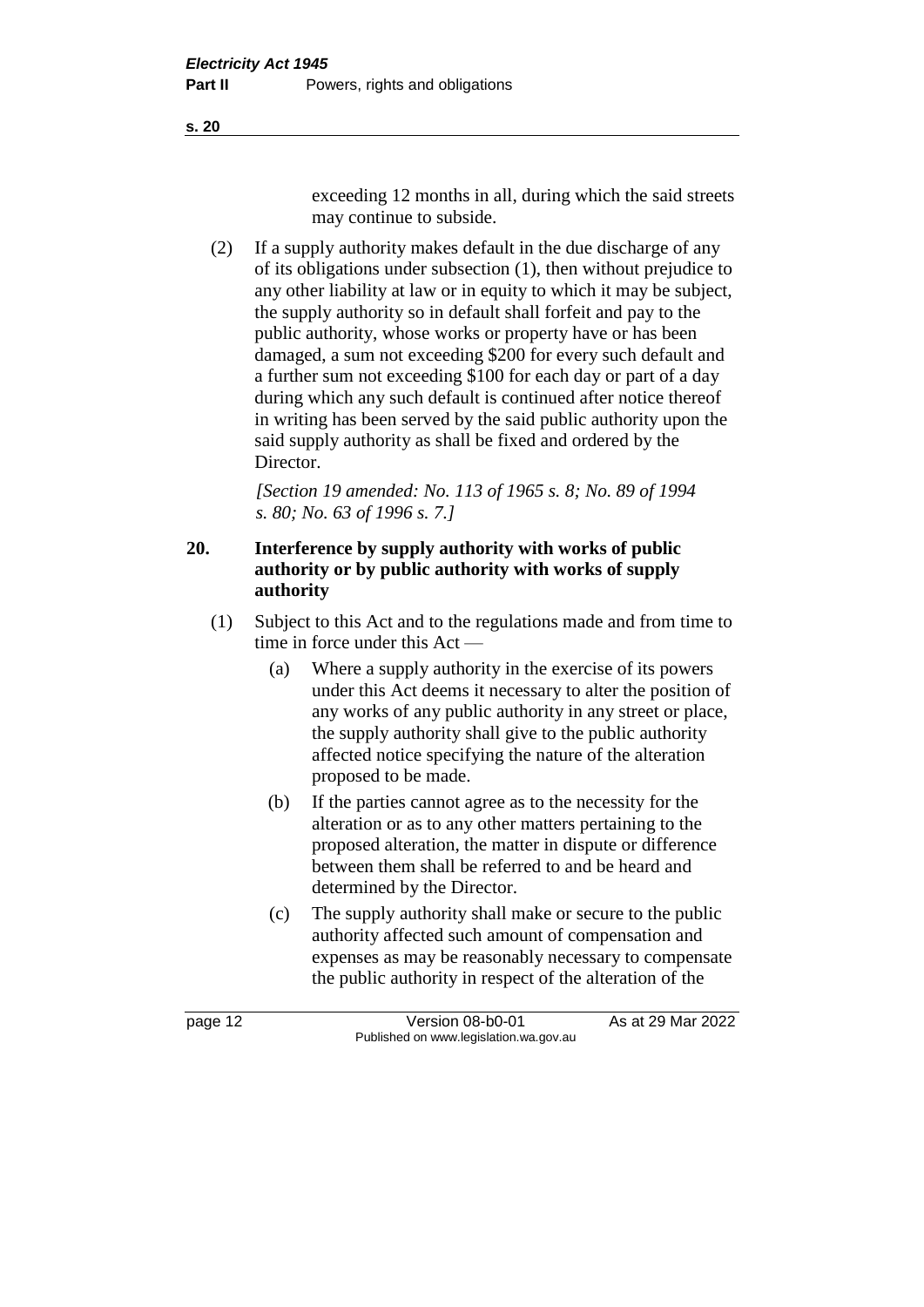exceeding 12 months in all, during which the said streets may continue to subside.

(2) If a supply authority makes default in the due discharge of any of its obligations under subsection (1), then without prejudice to any other liability at law or in equity to which it may be subject, the supply authority so in default shall forfeit and pay to the public authority, whose works or property have or has been damaged, a sum not exceeding $200 for every such default and a further sum not exceeding $100 for each day or part of a day during which any such default is continued after notice thereof in writing has been served by the said public authority upon the said supply authority as shall be fixed and ordered by the Director.

*[Section 19 amended: No. 113 of 1965 s. 8; No. 89 of 1994 s. 80; No. 63 of 1996 s. 7.]*

## 20. Interference by supply authority with works of public authority or by public authority with works of supply authority

(1) Subject to this Act and to the regulations made and from time to time in force under this Act —

(a) Where a supply authority in the exercise of its powers under this Act deems it necessary to alter the position of any works of any public authority in any street or place, the supply authority shall give to the public authority affected notice specifying the nature of the alteration proposed to be made.

(b) If the parties cannot agree as to the necessity for the alteration or as to any other matters pertaining to the proposed alteration, the matter in dispute or difference between them shall be referred to and be heard and determined by the Director.

(c) The supply authority shall make or secure to the public authority affected such amount of compensation and expenses as may be reasonably necessary to compensate the public authority in respect of the alteration of the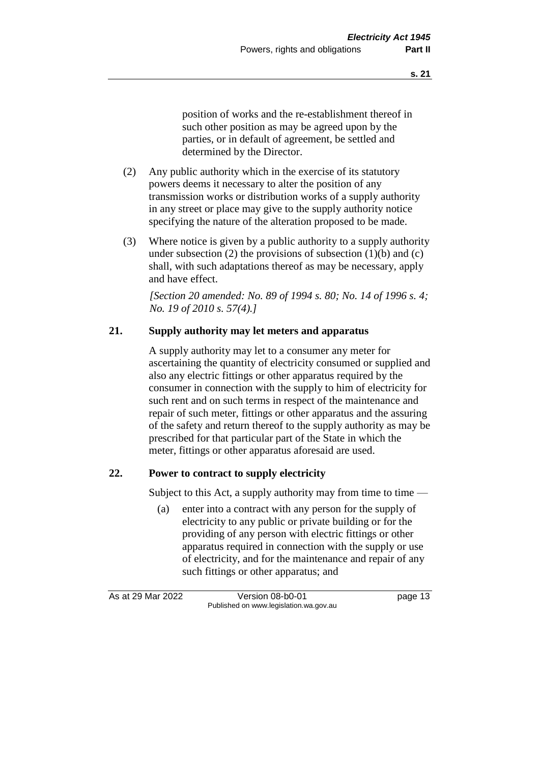position of works and the re-establishment thereof in such other position as may be agreed upon by the parties, or in default of agreement, be settled and determined by the Director.

(2) Any public authority which in the exercise of its statutory powers deems it necessary to alter the position of any transmission works or distribution works of a supply authority in any street or place may give to the supply authority notice specifying the nature of the alteration proposed to be made.

(3) Where notice is given by a public authority to a supply authority under subsection (2) the provisions of subsection (1)(b) and (c) shall, with such adaptations thereof as may be necessary, apply and have effect.

*[Section 20 amended: No. 89 of 1994 s. 80; No. 14 of 1996 s. 4; No. 19 of 2010 s. 57(4).]*

## 21. Supply authority may let meters and apparatus

A supply authority may let to a consumer any meter for ascertaining the quantity of electricity consumed or supplied and also any electric fittings or other apparatus required by the consumer in connection with the supply to him of electricity for such rent and on such terms in respect of the maintenance and repair of such meter, fittings or other apparatus and the assuring of the safety and return thereof to the supply authority as may be prescribed for that particular part of the State in which the meter, fittings or other apparatus aforesaid are used.

## 22. Power to contract to supply electricity

Subject to this Act, a supply authority may from time to time —

(a) enter into a contract with any person for the supply of electricity to any public or private building or for the providing of any person with electric fittings or other apparatus required in connection with the supply or use of electricity, and for the maintenance and repair of any such fittings or other apparatus; and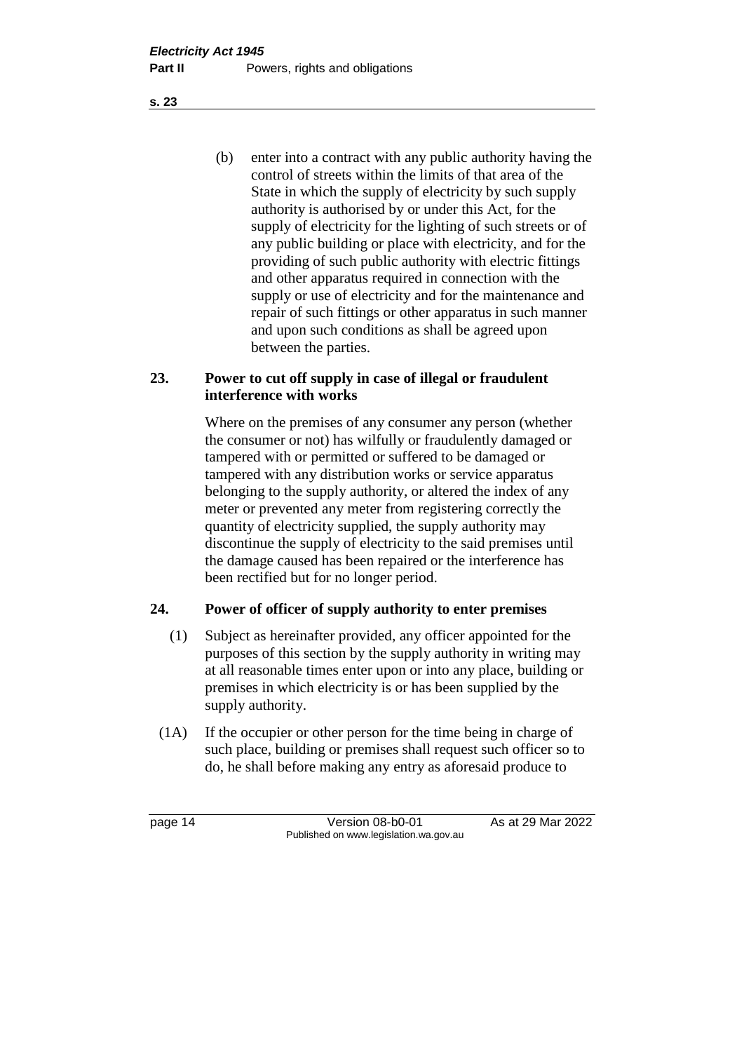(b) enter into a contract with any public authority having the control of streets within the limits of that area of the State in which the supply of electricity by such supply authority is authorised by or under this Act, for the supply of electricity for the lighting of such streets or of any public building or place with electricity, and for the providing of such public authority with electric fittings and other apparatus required in connection with the supply or use of electricity and for the maintenance and repair of such fittings or other apparatus in such manner and upon such conditions as shall be agreed upon between the parties.

**23. Power to cut off supply in case of illegal or fraudulent interference with works**

Where on the premises of any consumer any person (whether the consumer or not) has wilfully or fraudulently damaged or tampered with or permitted or suffered to be damaged or tampered with any distribution works or service apparatus belonging to the supply authority, or altered the index of any meter or prevented any meter from registering correctly the quantity of electricity supplied, the supply authority may discontinue the supply of electricity to the said premises until the damage caused has been repaired or the interference has been rectified but for no longer period.

**24. Power of officer of supply authority to enter premises**

(1) Subject as hereinafter provided, any officer appointed for the purposes of this section by the supply authority in writing may at all reasonable times enter upon or into any place, building or premises in which electricity is or has been supplied by the supply authority.

(1A) If the occupier or other person for the time being in charge of such place, building or premises shall request such officer so to do, he shall before making any entry as aforesaid produce to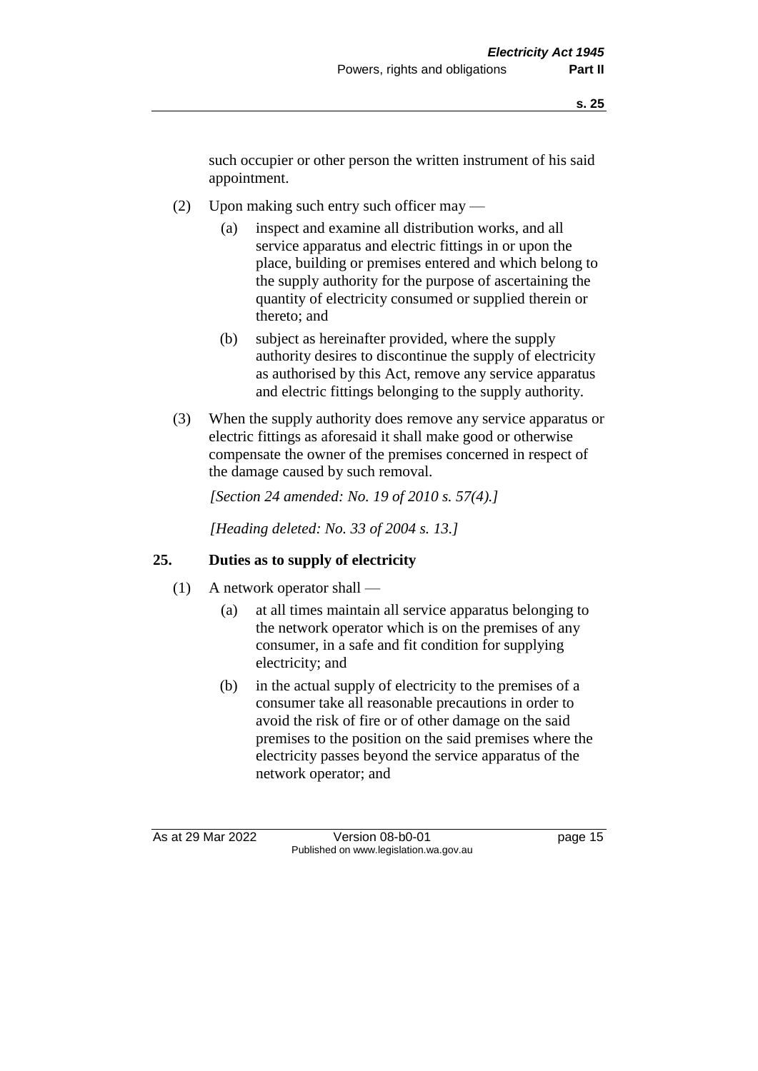such occupier or other person the written instrument of his said appointment.

(2) Upon making such entry such officer may —

(a) inspect and examine all distribution works, and all service apparatus and electric fittings in or upon the place, building or premises entered and which belong to the supply authority for the purpose of ascertaining the quantity of electricity consumed or supplied therein or thereto; and

(b) subject as hereinafter provided, where the supply authority desires to discontinue the supply of electricity as authorised by this Act, remove any service apparatus and electric fittings belonging to the supply authority.

(3) When the supply authority does remove any service apparatus or electric fittings as aforesaid it shall make good or otherwise compensate the owner of the premises concerned in respect of the damage caused by such removal.

*[Section 24 amended: No. 19 of 2010 s. 57(4).]*

*[Heading deleted: No. 33 of 2004 s. 13.]*

### 25. Duties as to supply of electricity

(1) A network operator shall —

(a) at all times maintain all service apparatus belonging to the network operator which is on the premises of any consumer, in a safe and fit condition for supplying electricity; and

(b) in the actual supply of electricity to the premises of a consumer take all reasonable precautions in order to avoid the risk of fire or of other damage on the said premises to the position on the said premises where the electricity passes beyond the service apparatus of the network operator; and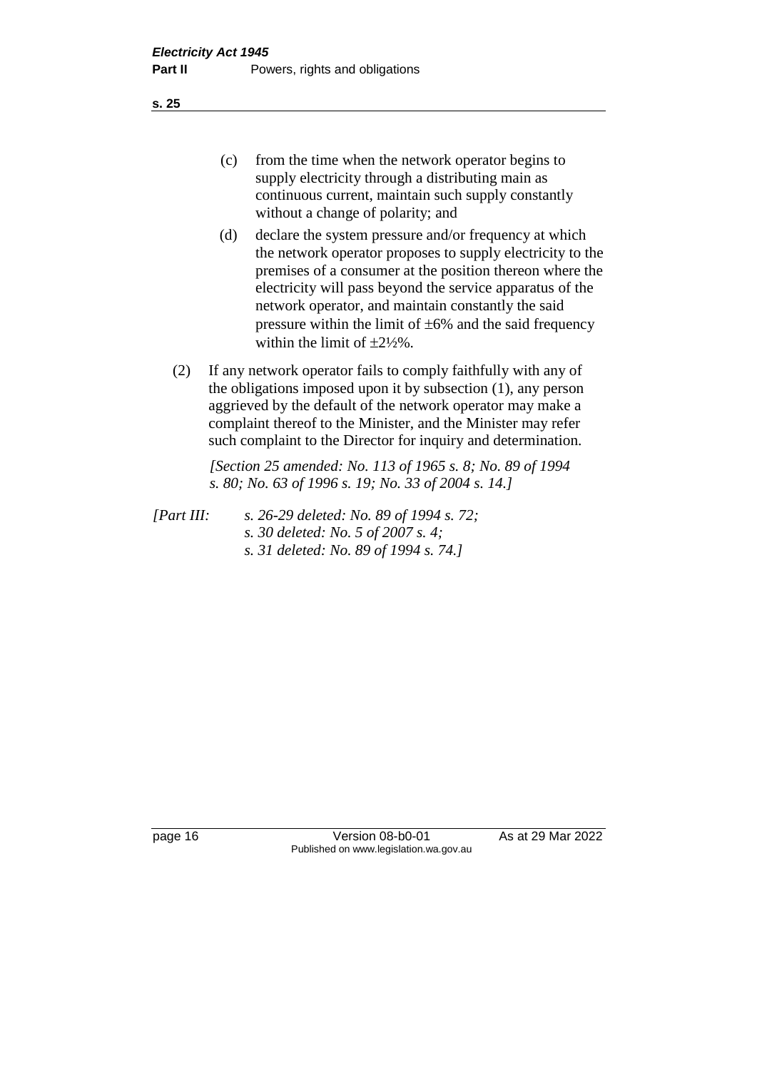(c) from the time when the network operator begins to supply electricity through a distributing main as continuous current, maintain such supply constantly without a change of polarity; and

(d) declare the system pressure and/or frequency at which the network operator proposes to supply electricity to the premises of a consumer at the position thereon where the electricity will pass beyond the service apparatus of the network operator, and maintain constantly the said pressure within the limit of ±6% and the said frequency within the limit of ±2½%.

(2) If any network operator fails to comply faithfully with any of the obligations imposed upon it by subsection (1), any person aggrieved by the default of the network operator may make a complaint thereof to the Minister, and the Minister may refer such complaint to the Director for inquiry and determination.

*[Section 25 amended: No. 113 of 1965 s. 8; No. 89 of 1994 s. 80; No. 63 of 1996 s. 19; No. 33 of 2004 s. 14.]*

*[Part III: s. 26-29 deleted: No. 89 of 1994 s. 72;*
*s. 30 deleted: No. 5 of 2007 s. 4;*
*s. 31 deleted: No. 89 of 1994 s. 74.]*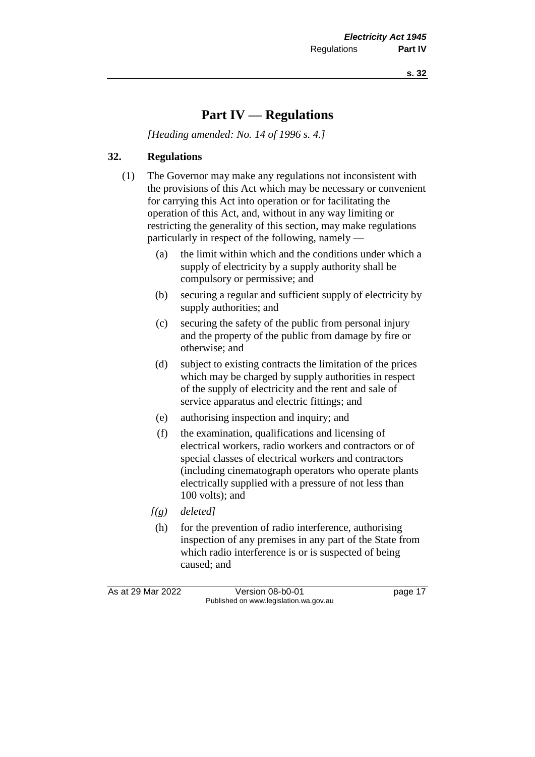# Part IV — Regulations

*[Heading amended: No. 14 of 1996 s. 4.]*

## 32. Regulations

(1) The Governor may make any regulations not inconsistent with the provisions of this Act which may be necessary or convenient for carrying this Act into operation or for facilitating the operation of this Act, and, without in any way limiting or restricting the generality of this section, may make regulations particularly in respect of the following, namely —

- (a) the limit within which and the conditions under which a supply of electricity by a supply authority shall be compulsory or permissive; and
- (b) securing a regular and sufficient supply of electricity by supply authorities; and
- (c) securing the safety of the public from personal injury and the property of the public from damage by fire or otherwise; and
- (d) subject to existing contracts the limitation of the prices which may be charged by supply authorities in respect of the supply of electricity and the rent and sale of service apparatus and electric fittings; and
- (e) authorising inspection and inquiry; and
- (f) the examination, qualifications and licensing of electrical workers, radio workers and contractors or of special classes of electrical workers and contractors (including cinematograph operators who operate plants electrically supplied with a pressure of not less than 100 volts); and
- *[(g) deleted]*
- (h) for the prevention of radio interference, authorising inspection of any premises in any part of the State from which radio interference is or is suspected of being caused; and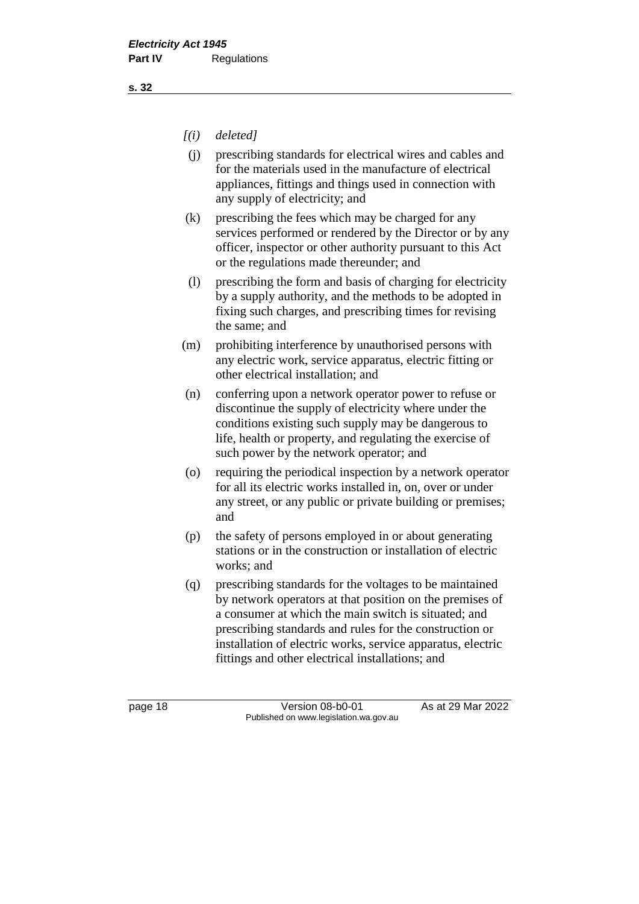*[(i) deleted]*

(j) prescribing standards for electrical wires and cables and for the materials used in the manufacture of electrical appliances, fittings and things used in connection with any supply of electricity; and

(k) prescribing the fees which may be charged for any services performed or rendered by the Director or by any officer, inspector or other authority pursuant to this Act or the regulations made thereunder; and

(l) prescribing the form and basis of charging for electricity by a supply authority, and the methods to be adopted in fixing such charges, and prescribing times for revising the same; and

(m) prohibiting interference by unauthorised persons with any electric work, service apparatus, electric fitting or other electrical installation; and

(n) conferring upon a network operator power to refuse or discontinue the supply of electricity where under the conditions existing such supply may be dangerous to life, health or property, and regulating the exercise of such power by the network operator; and

(o) requiring the periodical inspection by a network operator for all its electric works installed in, on, over or under any street, or any public or private building or premises; and

(p) the safety of persons employed in or about generating stations or in the construction or installation of electric works; and

(q) prescribing standards for the voltages to be maintained by network operators at that position on the premises of a consumer at which the main switch is situated; and prescribing standards and rules for the construction or installation of electric works, service apparatus, electric fittings and other electrical installations; and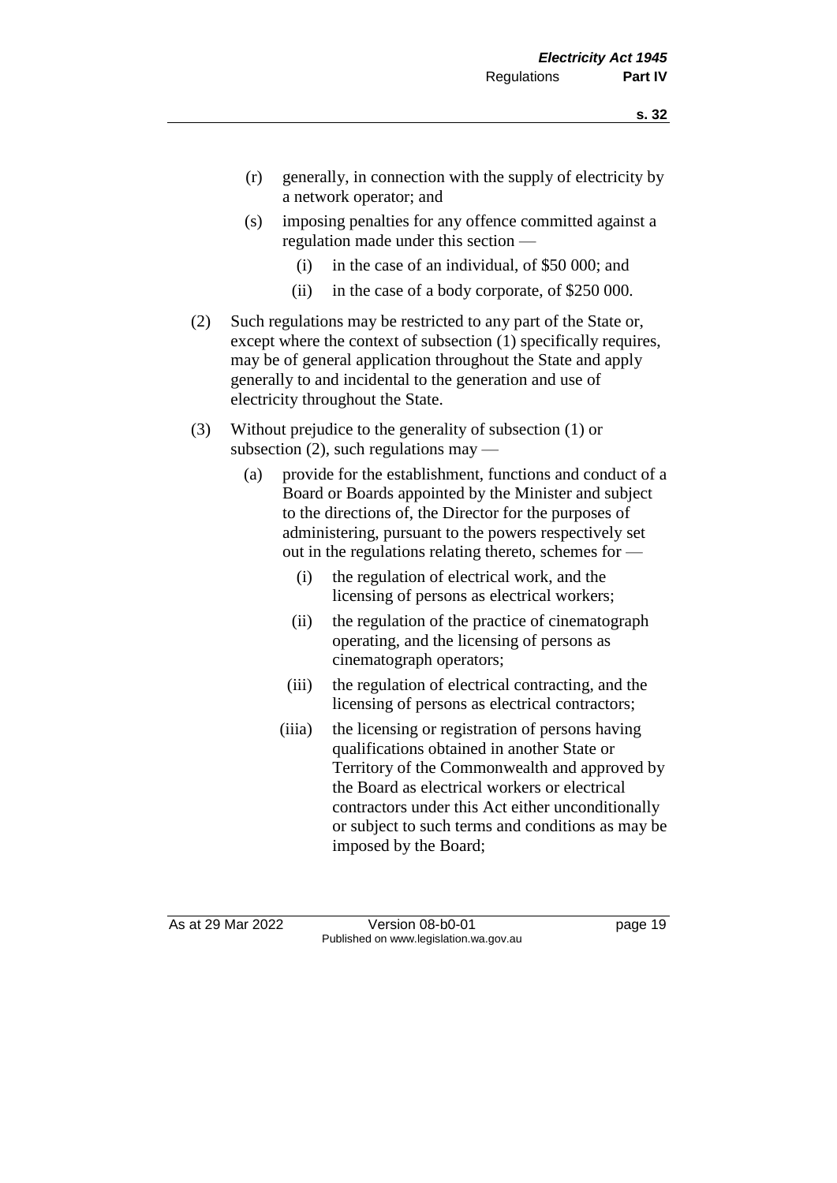(r) generally, in connection with the supply of electricity by a network operator; and

(s) imposing penalties for any offence committed against a regulation made under this section —

   (i) in the case of an individual, of $50 000; and

   (ii) in the case of a body corporate, of $250 000.

(2) Such regulations may be restricted to any part of the State or, except where the context of subsection (1) specifically requires, may be of general application throughout the State and apply generally to and incidental to the generation and use of electricity throughout the State.

(3) Without prejudice to the generality of subsection (1) or subsection (2), such regulations may —

   (a) provide for the establishment, functions and conduct of a Board or Boards appointed by the Minister and subject to the directions of, the Director for the purposes of administering, pursuant to the powers respectively set out in the regulations relating thereto, schemes for —

      (i) the regulation of electrical work, and the licensing of persons as electrical workers;

      (ii) the regulation of the practice of cinematograph operating, and the licensing of persons as cinematograph operators;

      (iii) the regulation of electrical contracting, and the licensing of persons as electrical contractors;

      (iiia) the licensing or registration of persons having qualifications obtained in another State or Territory of the Commonwealth and approved by the Board as electrical workers or electrical contractors under this Act either unconditionally or subject to such terms and conditions as may be imposed by the Board;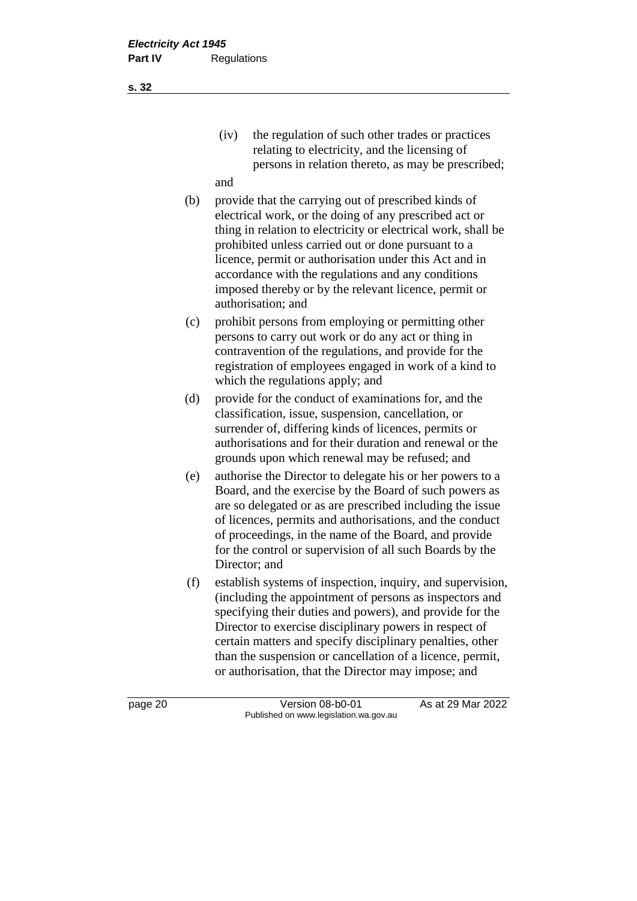(iv) the regulation of such other trades or practices relating to electricity, and the licensing of persons in relation thereto, as may be prescribed;

and

(b) provide that the carrying out of prescribed kinds of electrical work, or the doing of any prescribed act or thing in relation to electricity or electrical work, shall be prohibited unless carried out or done pursuant to a licence, permit or authorisation under this Act and in accordance with the regulations and any conditions imposed thereby or by the relevant licence, permit or authorisation; and

(c) prohibit persons from employing or permitting other persons to carry out work or do any act or thing in contravention of the regulations, and provide for the registration of employees engaged in work of a kind to which the regulations apply; and

(d) provide for the conduct of examinations for, and the classification, issue, suspension, cancellation, or surrender of, differing kinds of licences, permits or authorisations and for their duration and renewal or the grounds upon which renewal may be refused; and

(e) authorise the Director to delegate his or her powers to a Board, and the exercise by the Board of such powers as are so delegated or as are prescribed including the issue of licences, permits and authorisations, and the conduct of proceedings, in the name of the Board, and provide for the control or supervision of all such Boards by the Director; and

(f) establish systems of inspection, inquiry, and supervision, (including the appointment of persons as inspectors and specifying their duties and powers), and provide for the Director to exercise disciplinary powers in respect of certain matters and specify disciplinary penalties, other than the suspension or cancellation of a licence, permit, or authorisation, that the Director may impose; and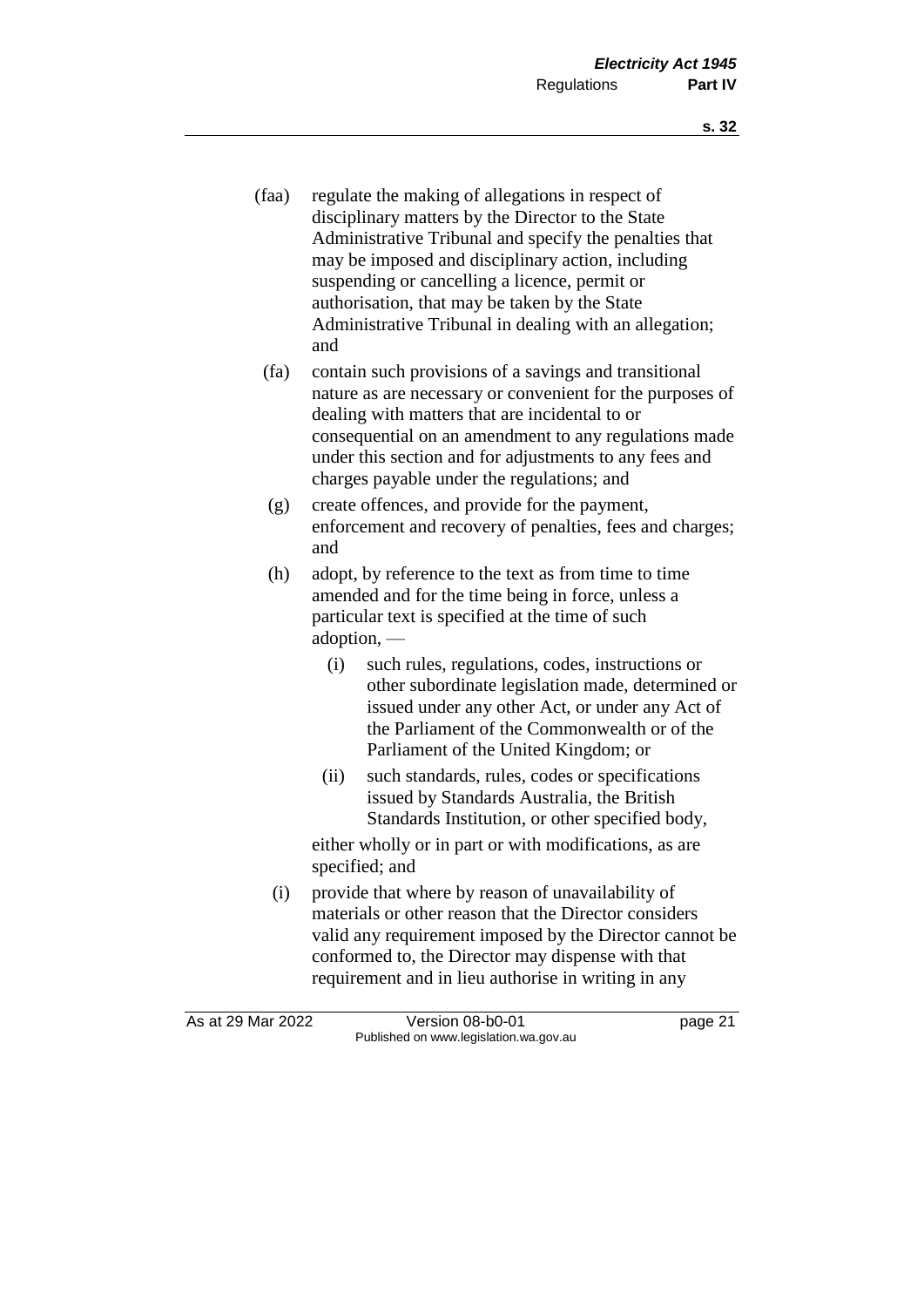(faa) regulate the making of allegations in respect of disciplinary matters by the Director to the State Administrative Tribunal and specify the penalties that may be imposed and disciplinary action, including suspending or cancelling a licence, permit or authorisation, that may be taken by the State Administrative Tribunal in dealing with an allegation; and

(fa) contain such provisions of a savings and transitional nature as are necessary or convenient for the purposes of dealing with matters that are incidental to or consequential on an amendment to any regulations made under this section and for adjustments to any fees and charges payable under the regulations; and

(g) create offences, and provide for the payment, enforcement and recovery of penalties, fees and charges; and

(h) adopt, by reference to the text as from time to time amended and for the time being in force, unless a particular text is specified at the time of such adoption, —

  (i) such rules, regulations, codes, instructions or other subordinate legislation made, determined or issued under any other Act, or under any Act of the Parliament of the Commonwealth or of the Parliament of the United Kingdom; or

  (ii) such standards, rules, codes or specifications issued by Standards Australia, the British Standards Institution, or other specified body,

  either wholly or in part or with modifications, as are specified; and

(i) provide that where by reason of unavailability of materials or other reason that the Director considers valid any requirement imposed by the Director cannot be conformed to, the Director may dispense with that requirement and in lieu authorise in writing in any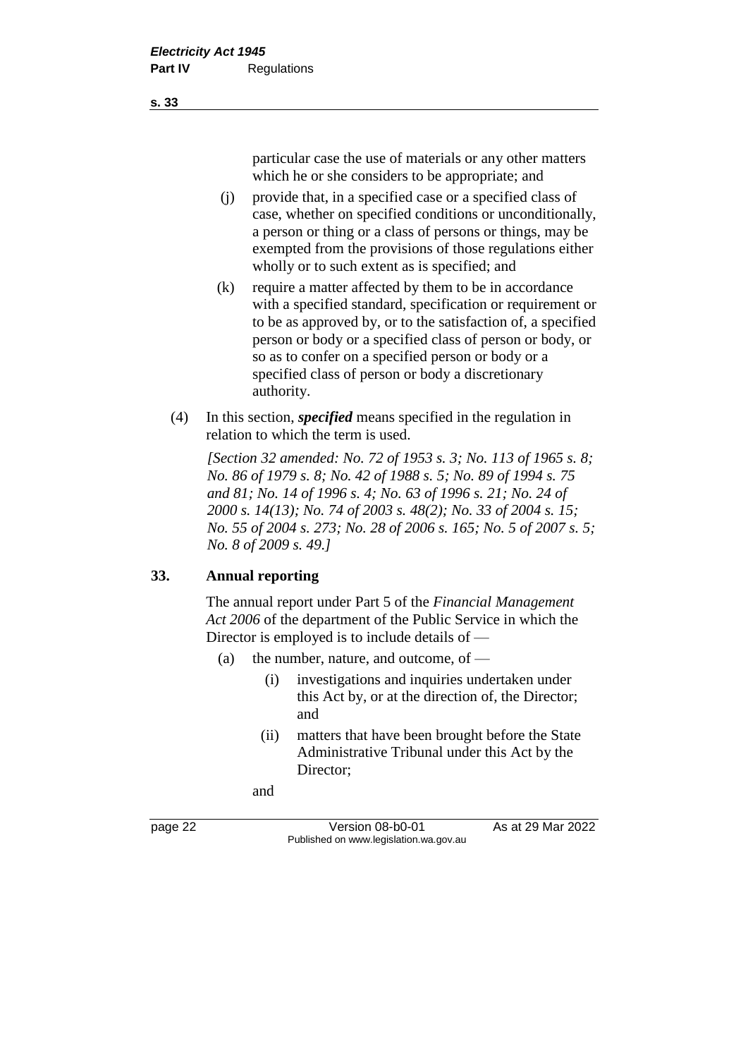particular case the use of materials or any other matters which he or she considers to be appropriate; and

(j) provide that, in a specified case or a specified class of case, whether on specified conditions or unconditionally, a person or thing or a class of persons or things, may be exempted from the provisions of those regulations either wholly or to such extent as is specified; and

(k) require a matter affected by them to be in accordance with a specified standard, specification or requirement or to be as approved by, or to the satisfaction of, a specified person or body or a specified class of person or body, or so as to confer on a specified person or body or a specified class of person or body a discretionary authority.

(4) In this section, ***specified*** means specified in the regulation in relation to which the term is used.

*[Section 32 amended: No. 72 of 1953 s. 3; No. 113 of 1965 s. 8; No. 86 of 1979 s. 8; No. 42 of 1988 s. 5; No. 89 of 1994 s. 75 and 81; No. 14 of 1996 s. 4; No. 63 of 1996 s. 21; No. 24 of 2000 s. 14(13); No. 74 of 2003 s. 48(2); No. 33 of 2004 s. 15; No. 55 of 2004 s. 273; No. 28 of 2006 s. 165; No. 5 of 2007 s. 5; No. 8 of 2009 s. 49.]*

## 33. Annual reporting

The annual report under Part 5 of the *Financial Management Act 2006* of the department of the Public Service in which the Director is employed is to include details of —

(a) the number, nature, and outcome, of —

(i) investigations and inquiries undertaken under this Act by, or at the direction of, the Director; and

(ii) matters that have been brought before the State Administrative Tribunal under this Act by the Director;

and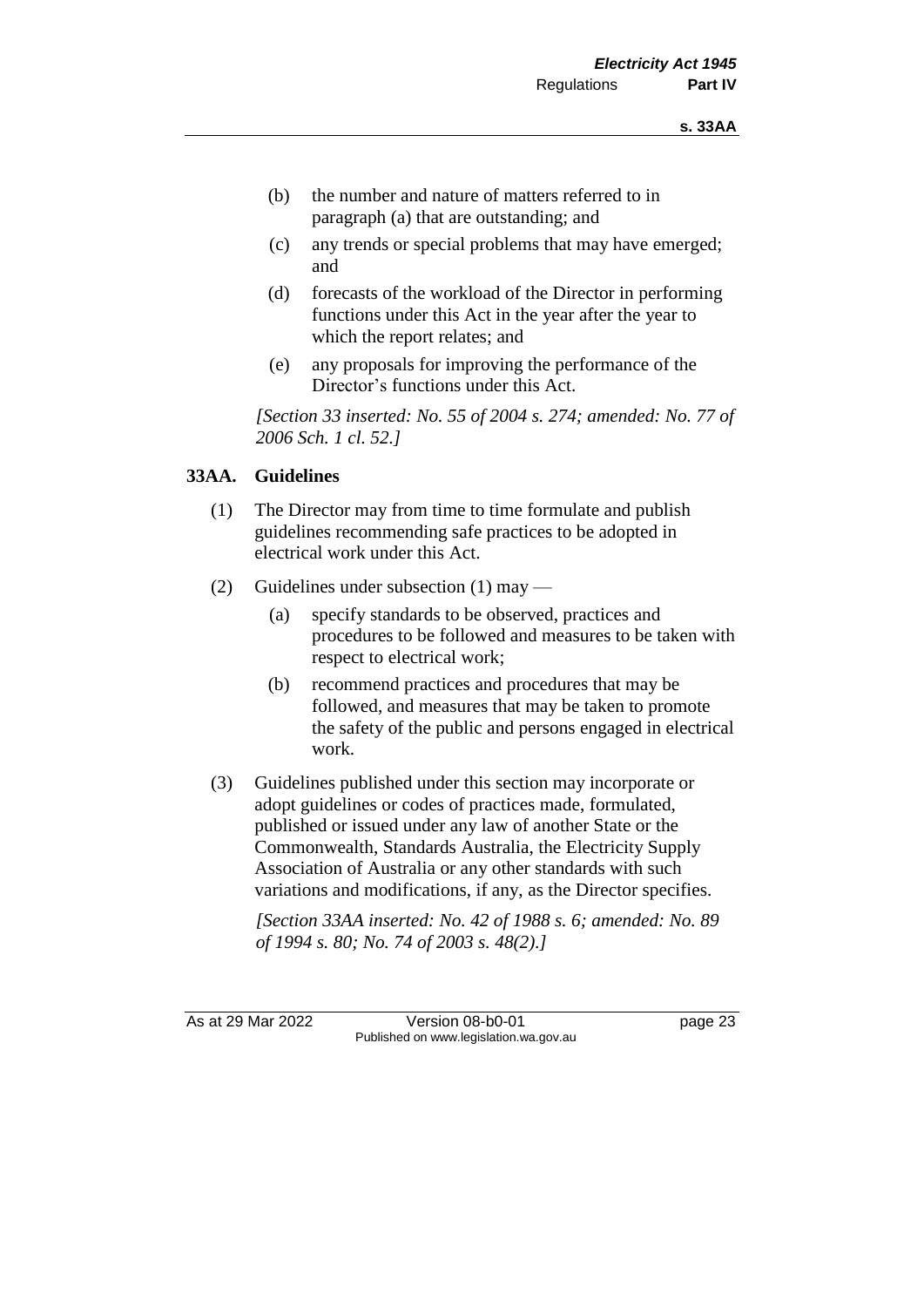(b) the number and nature of matters referred to in paragraph (a) that are outstanding; and

(c) any trends or special problems that may have emerged; and

(d) forecasts of the workload of the Director in performing functions under this Act in the year after the year to which the report relates; and

(e) any proposals for improving the performance of the Director's functions under this Act.

*[Section 33 inserted: No. 55 of 2004 s. 274; amended: No. 77 of 2006 Sch. 1 cl. 52.]*

## 33AA. Guidelines

(1) The Director may from time to time formulate and publish guidelines recommending safe practices to be adopted in electrical work under this Act.

(2) Guidelines under subsection (1) may —

(a) specify standards to be observed, practices and procedures to be followed and measures to be taken with respect to electrical work;

(b) recommend practices and procedures that may be followed, and measures that may be taken to promote the safety of the public and persons engaged in electrical work.

(3) Guidelines published under this section may incorporate or adopt guidelines or codes of practices made, formulated, published or issued under any law of another State or the Commonwealth, Standards Australia, the Electricity Supply Association of Australia or any other standards with such variations and modifications, if any, as the Director specifies.

*[Section 33AA inserted: No. 42 of 1988 s. 6; amended: No. 89 of 1994 s. 80; No. 74 of 2003 s. 48(2).]*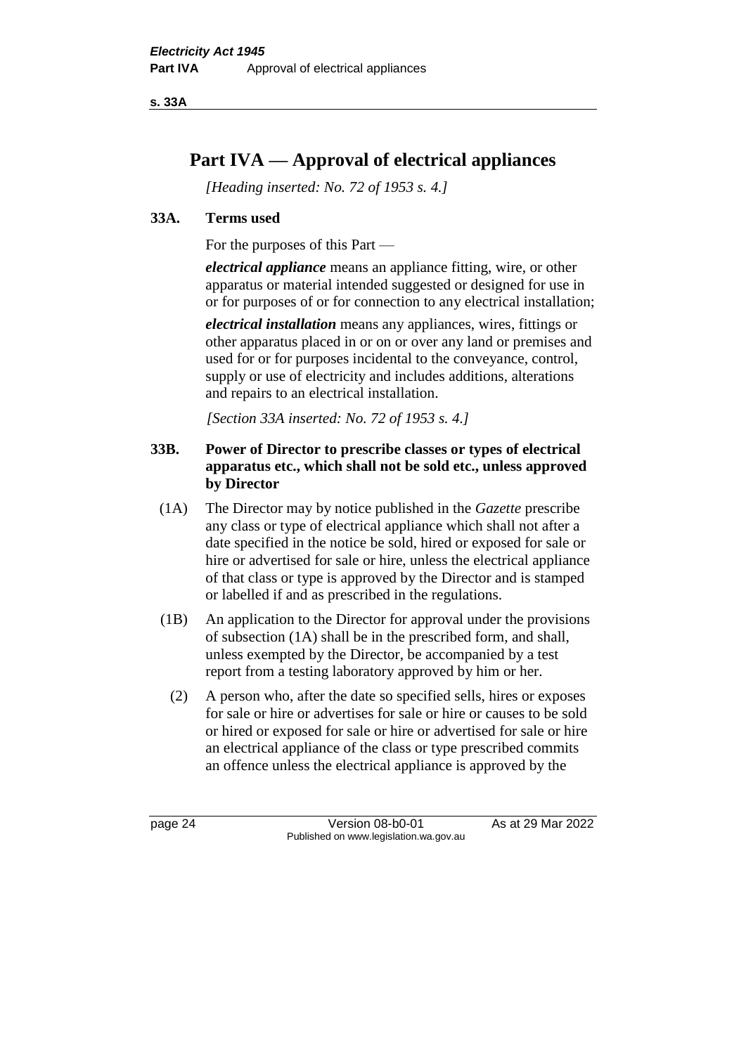# Part IVA — Approval of electrical appliances

*[Heading inserted: No. 72 of 1953 s. 4.]*

### 33A. Terms used

For the purposes of this Part —

***electrical appliance*** means an appliance fitting, wire, or other apparatus or material intended suggested or designed for use in or for purposes of or for connection to any electrical installation;

***electrical installation*** means any appliances, wires, fittings or other apparatus placed in or on or over any land or premises and used for or for purposes incidental to the conveyance, control, supply or use of electricity and includes additions, alterations and repairs to an electrical installation.

*[Section 33A inserted: No. 72 of 1953 s. 4.]*

### 33B. Power of Director to prescribe classes or types of electrical apparatus etc., which shall not be sold etc., unless approved by Director

(1A) The Director may by notice published in the *Gazette* prescribe any class or type of electrical appliance which shall not after a date specified in the notice be sold, hired or exposed for sale or hire or advertised for sale or hire, unless the electrical appliance of that class or type is approved by the Director and is stamped or labelled if and as prescribed in the regulations.

(1B) An application to the Director for approval under the provisions of subsection (1A) shall be in the prescribed form, and shall, unless exempted by the Director, be accompanied by a test report from a testing laboratory approved by him or her.

(2) A person who, after the date so specified sells, hires or exposes for sale or hire or advertises for sale or hire or causes to be sold or hired or exposed for sale or hire or advertised for sale or hire an electrical appliance of the class or type prescribed commits an offence unless the electrical appliance is approved by the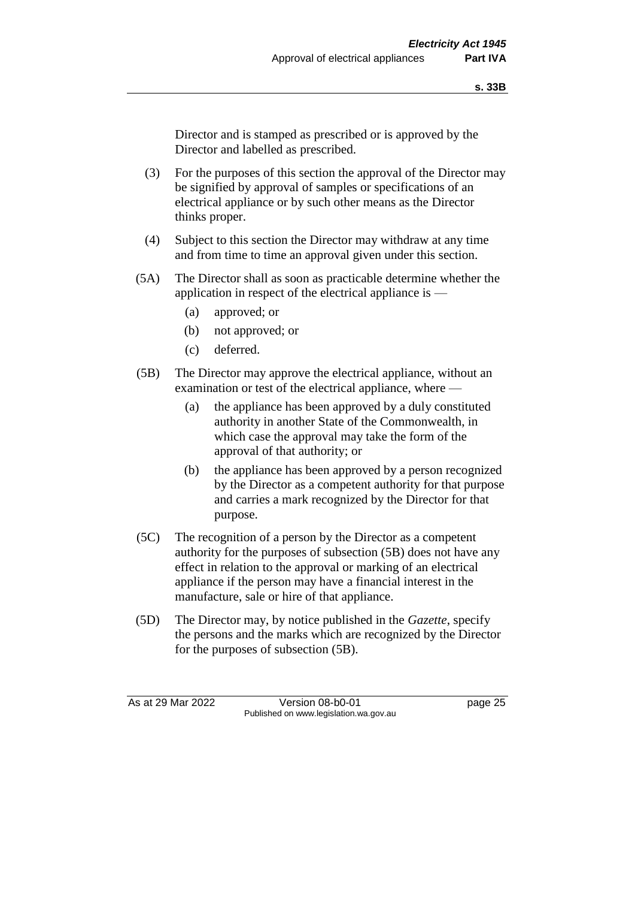Director and is stamped as prescribed or is approved by the Director and labelled as prescribed.

(3) For the purposes of this section the approval of the Director may be signified by approval of samples or specifications of an electrical appliance or by such other means as the Director thinks proper.

(4) Subject to this section the Director may withdraw at any time and from time to time an approval given under this section.

(5A) The Director shall as soon as practicable determine whether the application in respect of the electrical appliance is —

(a) approved; or

(b) not approved; or

(c) deferred.

(5B) The Director may approve the electrical appliance, without an examination or test of the electrical appliance, where —

(a) the appliance has been approved by a duly constituted authority in another State of the Commonwealth, in which case the approval may take the form of the approval of that authority; or

(b) the appliance has been approved by a person recognized by the Director as a competent authority for that purpose and carries a mark recognized by the Director for that purpose.

(5C) The recognition of a person by the Director as a competent authority for the purposes of subsection (5B) does not have any effect in relation to the approval or marking of an electrical appliance if the person may have a financial interest in the manufacture, sale or hire of that appliance.

(5D) The Director may, by notice published in the *Gazette*, specify the persons and the marks which are recognized by the Director for the purposes of subsection (5B).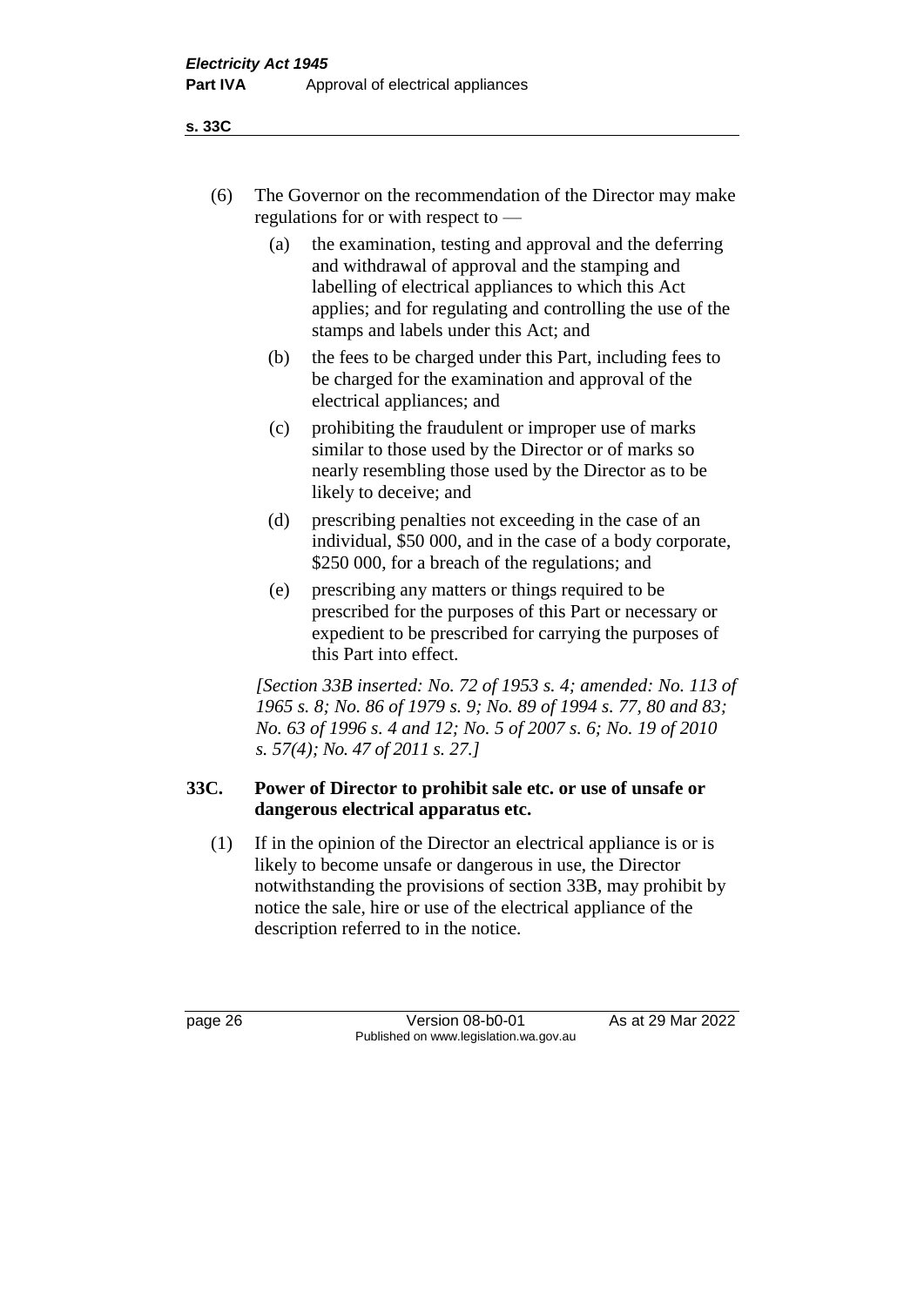(6) The Governor on the recommendation of the Director may make regulations for or with respect to —

(a) the examination, testing and approval and the deferring and withdrawal of approval and the stamping and labelling of electrical appliances to which this Act applies; and for regulating and controlling the use of the stamps and labels under this Act; and

(b) the fees to be charged under this Part, including fees to be charged for the examination and approval of the electrical appliances; and

(c) prohibiting the fraudulent or improper use of marks similar to those used by the Director or of marks so nearly resembling those used by the Director as to be likely to deceive; and

(d) prescribing penalties not exceeding in the case of an individual, $50 000, and in the case of a body corporate, $250 000, for a breach of the regulations; and

(e) prescribing any matters or things required to be prescribed for the purposes of this Part or necessary or expedient to be prescribed for carrying the purposes of this Part into effect.

*[Section 33B inserted: No. 72 of 1953 s. 4; amended: No. 113 of 1965 s. 8; No. 86 of 1979 s. 9; No. 89 of 1994 s. 77, 80 and 83; No. 63 of 1996 s. 4 and 12; No. 5 of 2007 s. 6; No. 19 of 2010 s. 57(4); No. 47 of 2011 s. 27.]*

### 33C. Power of Director to prohibit sale etc. or use of unsafe or dangerous electrical apparatus etc.

(1) If in the opinion of the Director an electrical appliance is or is likely to become unsafe or dangerous in use, the Director notwithstanding the provisions of section 33B, may prohibit by notice the sale, hire or use of the electrical appliance of the description referred to in the notice.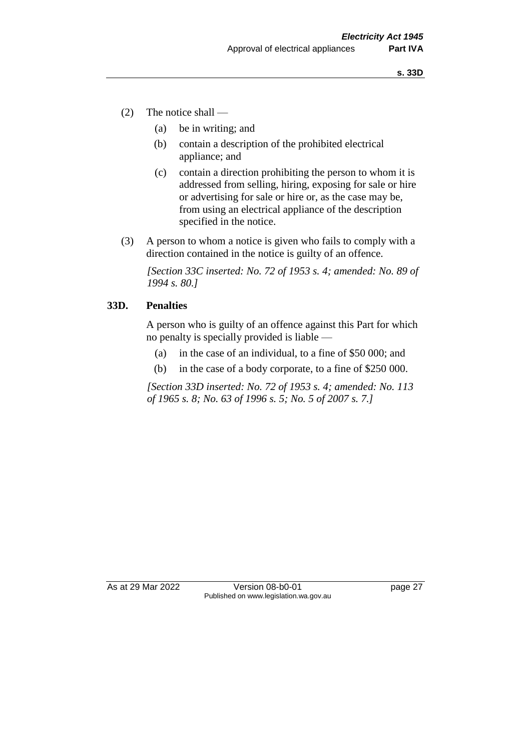(2) The notice shall —

   (a) be in writing; and

   (b) contain a description of the prohibited electrical appliance; and

   (c) contain a direction prohibiting the person to whom it is addressed from selling, hiring, exposing for sale or hire or advertising for sale or hire or, as the case may be, from using an electrical appliance of the description specified in the notice.

(3) A person to whom a notice is given who fails to comply with a direction contained in the notice is guilty of an offence.

*[Section 33C inserted: No. 72 of 1953 s. 4; amended: No. 89 of 1994 s. 80.]*

### 33D. Penalties

A person who is guilty of an offence against this Part for which no penalty is specially provided is liable —

   (a) in the case of an individual, to a fine of $50 000; and

   (b) in the case of a body corporate, to a fine of $250 000.

*[Section 33D inserted: No. 72 of 1953 s. 4; amended: No. 113 of 1965 s. 8; No. 63 of 1996 s. 5; No. 5 of 2007 s. 7.]*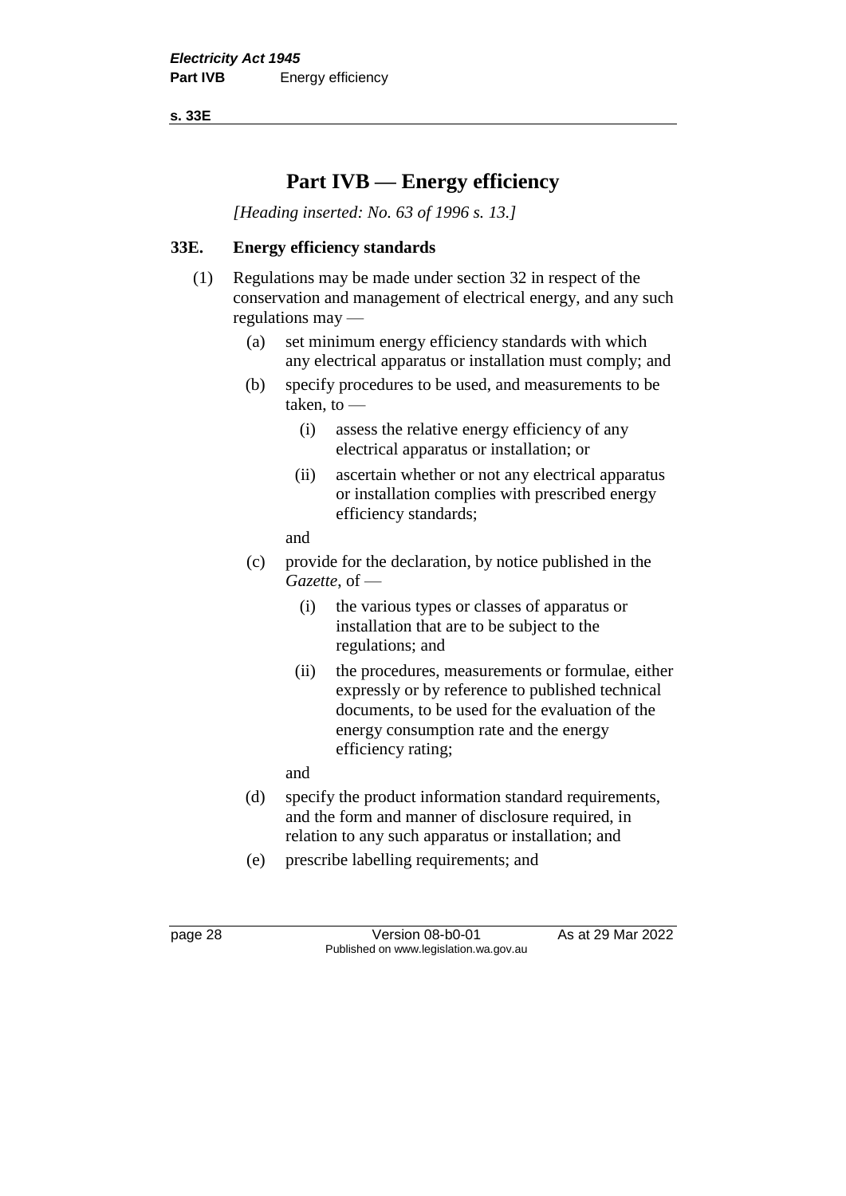# Part IVB — Energy efficiency

*[Heading inserted: No. 63 of 1996 s. 13.]*

### 33E. Energy efficiency standards

(1) Regulations may be made under section 32 in respect of the conservation and management of electrical energy, and any such regulations may —

- (a) set minimum energy efficiency standards with which any electrical apparatus or installation must comply; and
- (b) specify procedures to be used, and measurements to be taken, to —
  - (i) assess the relative energy efficiency of any electrical apparatus or installation; or
  - (ii) ascertain whether or not any electrical apparatus or installation complies with prescribed energy efficiency standards;

  and
- (c) provide for the declaration, by notice published in the *Gazette*, of —
  - (i) the various types or classes of apparatus or installation that are to be subject to the regulations; and
  - (ii) the procedures, measurements or formulae, either expressly or by reference to published technical documents, to be used for the evaluation of the energy consumption rate and the energy efficiency rating;

  and
- (d) specify the product information standard requirements, and the form and manner of disclosure required, in relation to any such apparatus or installation; and
- (e) prescribe labelling requirements; and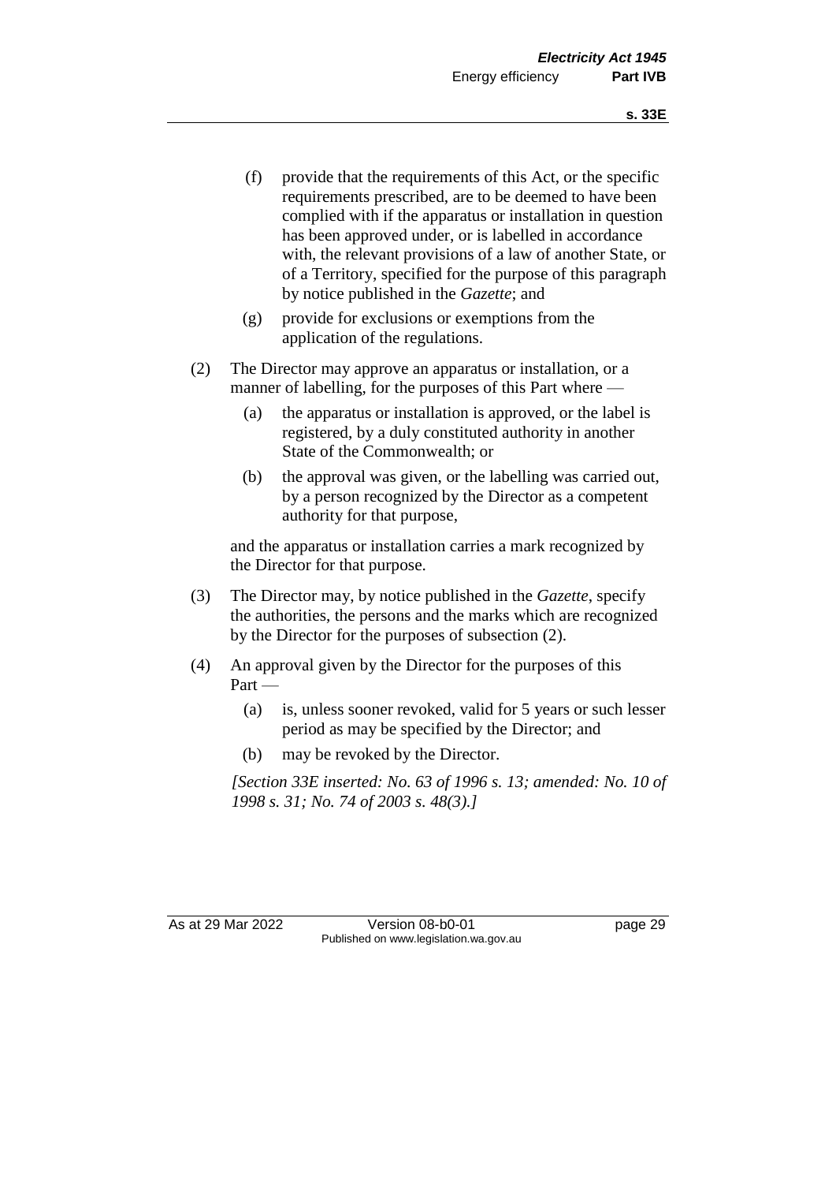(f) provide that the requirements of this Act, or the specific requirements prescribed, are to be deemed to have been complied with if the apparatus or installation in question has been approved under, or is labelled in accordance with, the relevant provisions of a law of another State, or of a Territory, specified for the purpose of this paragraph by notice published in the *Gazette*; and

(g) provide for exclusions or exemptions from the application of the regulations.

(2) The Director may approve an apparatus or installation, or a manner of labelling, for the purposes of this Part where —

(a) the apparatus or installation is approved, or the label is registered, by a duly constituted authority in another State of the Commonwealth; or

(b) the approval was given, or the labelling was carried out, by a person recognized by the Director as a competent authority for that purpose,

and the apparatus or installation carries a mark recognized by the Director for that purpose.

(3) The Director may, by notice published in the *Gazette*, specify the authorities, the persons and the marks which are recognized by the Director for the purposes of subsection (2).

(4) An approval given by the Director for the purposes of this Part —

(a) is, unless sooner revoked, valid for 5 years or such lesser period as may be specified by the Director; and

(b) may be revoked by the Director.

*[Section 33E inserted: No. 63 of 1996 s. 13; amended: No. 10 of 1998 s. 31; No. 74 of 2003 s. 48(3).]*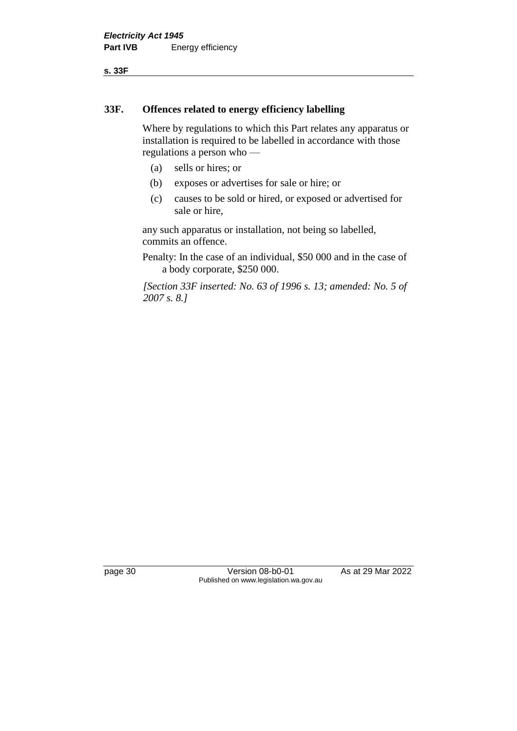## 33F. Offences related to energy efficiency labelling

Where by regulations to which this Part relates any apparatus or installation is required to be labelled in accordance with those regulations a person who —

(a) sells or hires; or

(b) exposes or advertises for sale or hire; or

(c) causes to be sold or hired, or exposed or advertised for sale or hire,

any such apparatus or installation, not being so labelled, commits an offence.

Penalty: In the case of an individual, $50 000 and in the case of a body corporate, $250 000.

*[Section 33F inserted: No. 63 of 1996 s. 13; amended: No. 5 of 2007 s. 8.]*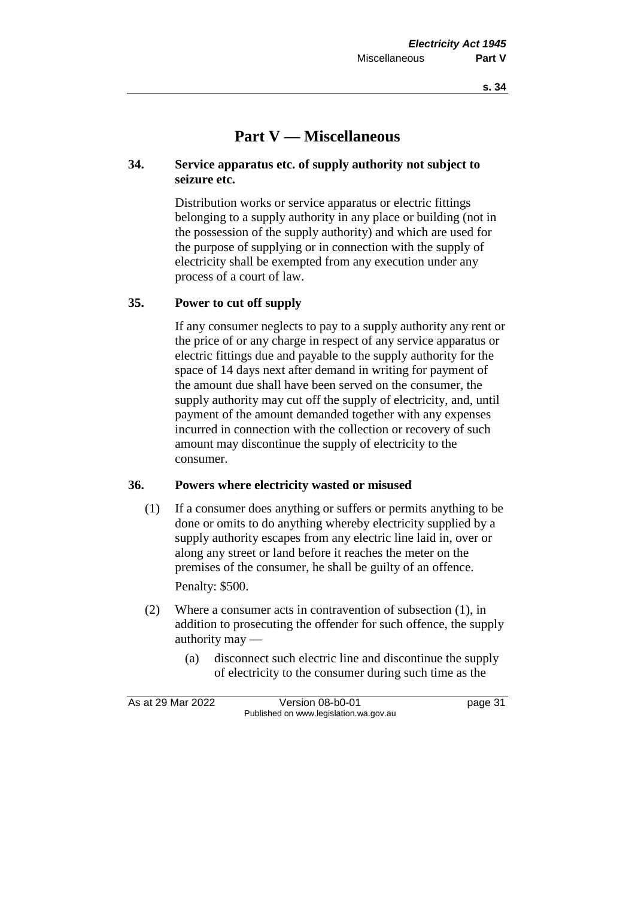# Part V — Miscellaneous

## 34. Service apparatus etc. of supply authority not subject to seizure etc.

Distribution works or service apparatus or electric fittings belonging to a supply authority in any place or building (not in the possession of the supply authority) and which are used for the purpose of supplying or in connection with the supply of electricity shall be exempted from any execution under any process of a court of law.

## 35. Power to cut off supply

If any consumer neglects to pay to a supply authority any rent or the price of or any charge in respect of any service apparatus or electric fittings due and payable to the supply authority for the space of 14 days next after demand in writing for payment of the amount due shall have been served on the consumer, the supply authority may cut off the supply of electricity, and, until payment of the amount demanded together with any expenses incurred in connection with the collection or recovery of such amount may discontinue the supply of electricity to the consumer.

## 36. Powers where electricity wasted or misused

(1) If a consumer does anything or suffers or permits anything to be done or omits to do anything whereby electricity supplied by a supply authority escapes from any electric line laid in, over or along any street or land before it reaches the meter on the premises of the consumer, he shall be guilty of an offence.

Penalty: $500.

(2) Where a consumer acts in contravention of subsection (1), in addition to prosecuting the offender for such offence, the supply authority may —

(a) disconnect such electric line and discontinue the supply of electricity to the consumer during such time as the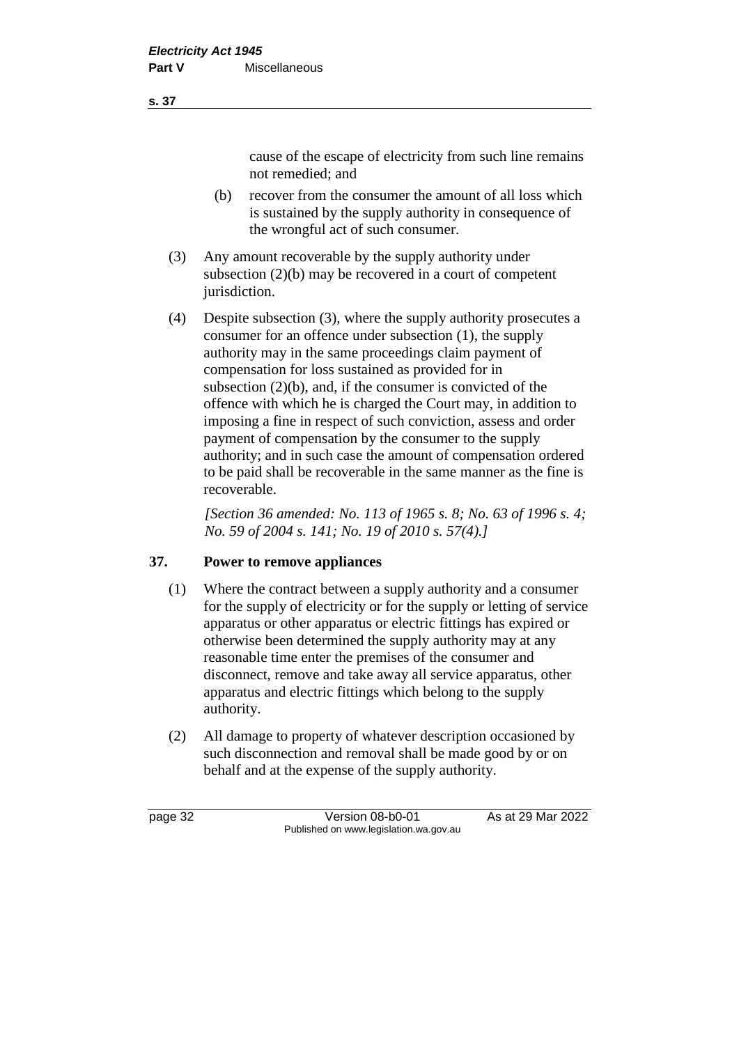cause of the escape of electricity from such line remains not remedied; and

(b) recover from the consumer the amount of all loss which is sustained by the supply authority in consequence of the wrongful act of such consumer.

(3) Any amount recoverable by the supply authority under subsection (2)(b) may be recovered in a court of competent jurisdiction.

(4) Despite subsection (3), where the supply authority prosecutes a consumer for an offence under subsection (1), the supply authority may in the same proceedings claim payment of compensation for loss sustained as provided for in subsection (2)(b), and, if the consumer is convicted of the offence with which he is charged the Court may, in addition to imposing a fine in respect of such conviction, assess and order payment of compensation by the consumer to the supply authority; and in such case the amount of compensation ordered to be paid shall be recoverable in the same manner as the fine is recoverable.

*[Section 36 amended: No. 113 of 1965 s. 8; No. 63 of 1996 s. 4; No. 59 of 2004 s. 141; No. 19 of 2010 s. 57(4).]*

### 37. Power to remove appliances

(1) Where the contract between a supply authority and a consumer for the supply of electricity or for the supply or letting of service apparatus or other apparatus or electric fittings has expired or otherwise been determined the supply authority may at any reasonable time enter the premises of the consumer and disconnect, remove and take away all service apparatus, other apparatus and electric fittings which belong to the supply authority.

(2) All damage to property of whatever description occasioned by such disconnection and removal shall be made good by or on behalf and at the expense of the supply authority.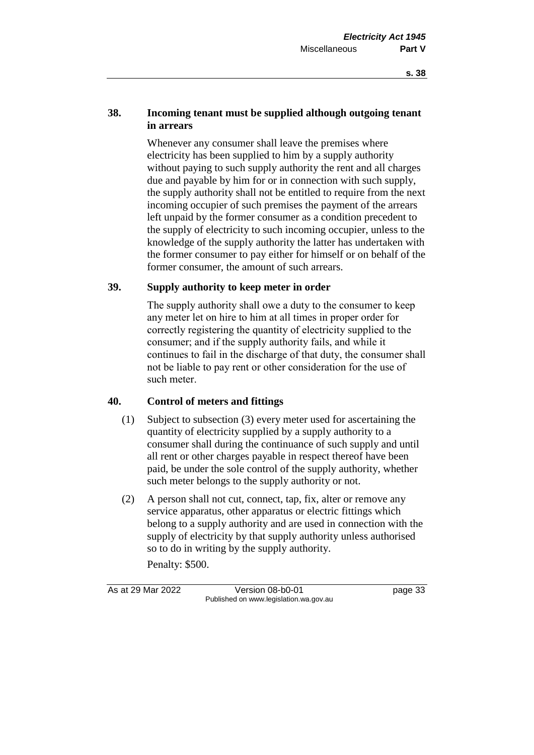### 38. Incoming tenant must be supplied although outgoing tenant in arrears

Whenever any consumer shall leave the premises where electricity has been supplied to him by a supply authority without paying to such supply authority the rent and all charges due and payable by him for or in connection with such supply, the supply authority shall not be entitled to require from the next incoming occupier of such premises the payment of the arrears left unpaid by the former consumer as a condition precedent to the supply of electricity to such incoming occupier, unless to the knowledge of the supply authority the latter has undertaken with the former consumer to pay either for himself or on behalf of the former consumer, the amount of such arrears.

### 39. Supply authority to keep meter in order

The supply authority shall owe a duty to the consumer to keep any meter let on hire to him at all times in proper order for correctly registering the quantity of electricity supplied to the consumer; and if the supply authority fails, and while it continues to fail in the discharge of that duty, the consumer shall not be liable to pay rent or other consideration for the use of such meter.

### 40. Control of meters and fittings

(1) Subject to subsection (3) every meter used for ascertaining the quantity of electricity supplied by a supply authority to a consumer shall during the continuance of such supply and until all rent or other charges payable in respect thereof have been paid, be under the sole control of the supply authority, whether such meter belongs to the supply authority or not.

(2) A person shall not cut, connect, tap, fix, alter or remove any service apparatus, other apparatus or electric fittings which belong to a supply authority and are used in connection with the supply of electricity by that supply authority unless authorised so to do in writing by the supply authority.

Penalty: $500.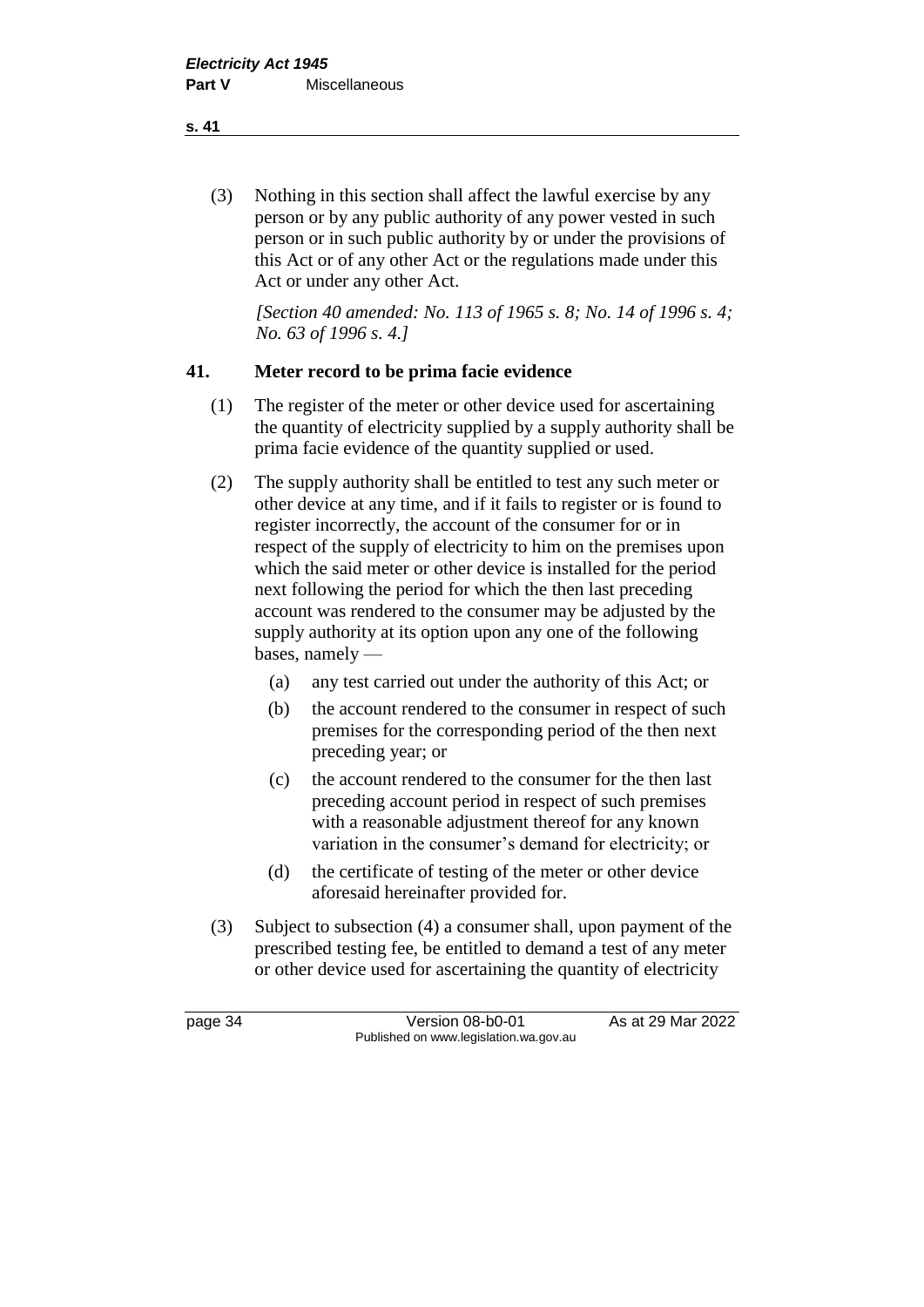(3) Nothing in this section shall affect the lawful exercise by any person or by any public authority of any power vested in such person or in such public authority by or under the provisions of this Act or of any other Act or the regulations made under this Act or under any other Act.

*[Section 40 amended: No. 113 of 1965 s. 8; No. 14 of 1996 s. 4; No. 63 of 1996 s. 4.]*

## 41. Meter record to be prima facie evidence

(1) The register of the meter or other device used for ascertaining the quantity of electricity supplied by a supply authority shall be prima facie evidence of the quantity supplied or used.

(2) The supply authority shall be entitled to test any such meter or other device at any time, and if it fails to register or is found to register incorrectly, the account of the consumer for or in respect of the supply of electricity to him on the premises upon which the said meter or other device is installed for the period next following the period for which the then last preceding account was rendered to the consumer may be adjusted by the supply authority at its option upon any one of the following bases, namely —

- (a) any test carried out under the authority of this Act; or
- (b) the account rendered to the consumer in respect of such premises for the corresponding period of the then next preceding year; or
- (c) the account rendered to the consumer for the then last preceding account period in respect of such premises with a reasonable adjustment thereof for any known variation in the consumer's demand for electricity; or
- (d) the certificate of testing of the meter or other device aforesaid hereinafter provided for.

(3) Subject to subsection (4) a consumer shall, upon payment of the prescribed testing fee, be entitled to demand a test of any meter or other device used for ascertaining the quantity of electricity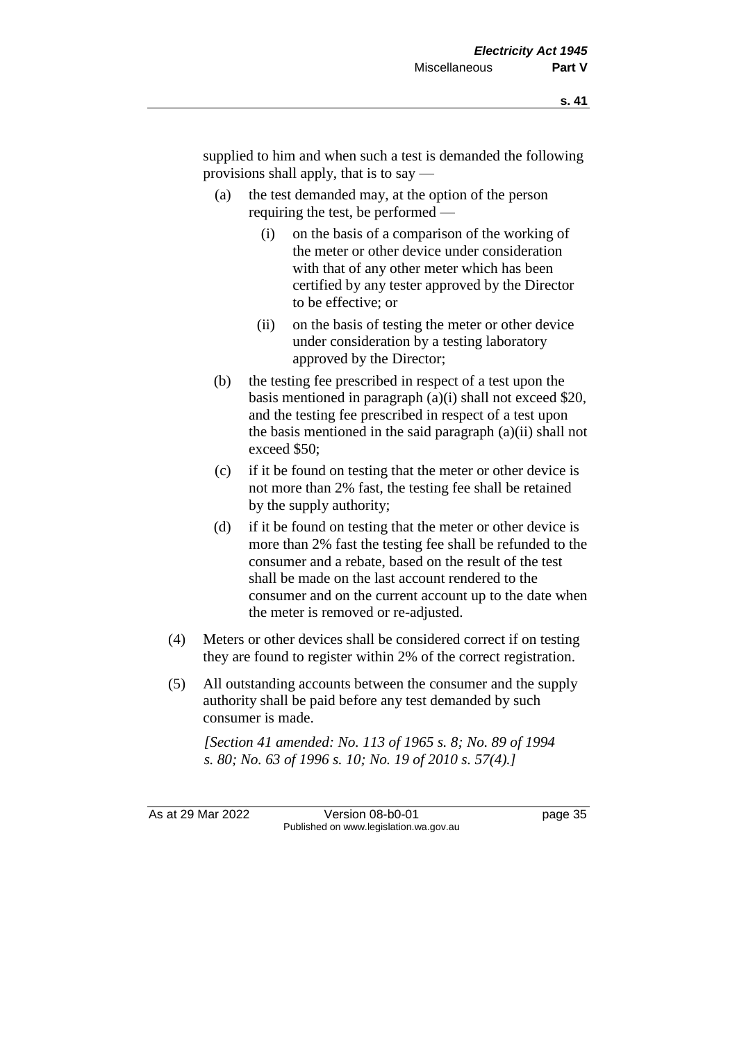supplied to him and when such a test is demanded the following provisions shall apply, that is to say —

(a) the test demanded may, at the option of the person requiring the test, be performed —

  (i) on the basis of a comparison of the working of the meter or other device under consideration with that of any other meter which has been certified by any tester approved by the Director to be effective; or

  (ii) on the basis of testing the meter or other device under consideration by a testing laboratory approved by the Director;

(b) the testing fee prescribed in respect of a test upon the basis mentioned in paragraph (a)(i) shall not exceed $20, and the testing fee prescribed in respect of a test upon the basis mentioned in the said paragraph (a)(ii) shall not exceed $50;

(c) if it be found on testing that the meter or other device is not more than 2% fast, the testing fee shall be retained by the supply authority;

(d) if it be found on testing that the meter or other device is more than 2% fast the testing fee shall be refunded to the consumer and a rebate, based on the result of the test shall be made on the last account rendered to the consumer and on the current account up to the date when the meter is removed or re-adjusted.

(4) Meters or other devices shall be considered correct if on testing they are found to register within 2% of the correct registration.

(5) All outstanding accounts between the consumer and the supply authority shall be paid before any test demanded by such consumer is made.

*[Section 41 amended: No. 113 of 1965 s. 8; No. 89 of 1994 s. 80; No. 63 of 1996 s. 10; No. 19 of 2010 s. 57(4).]*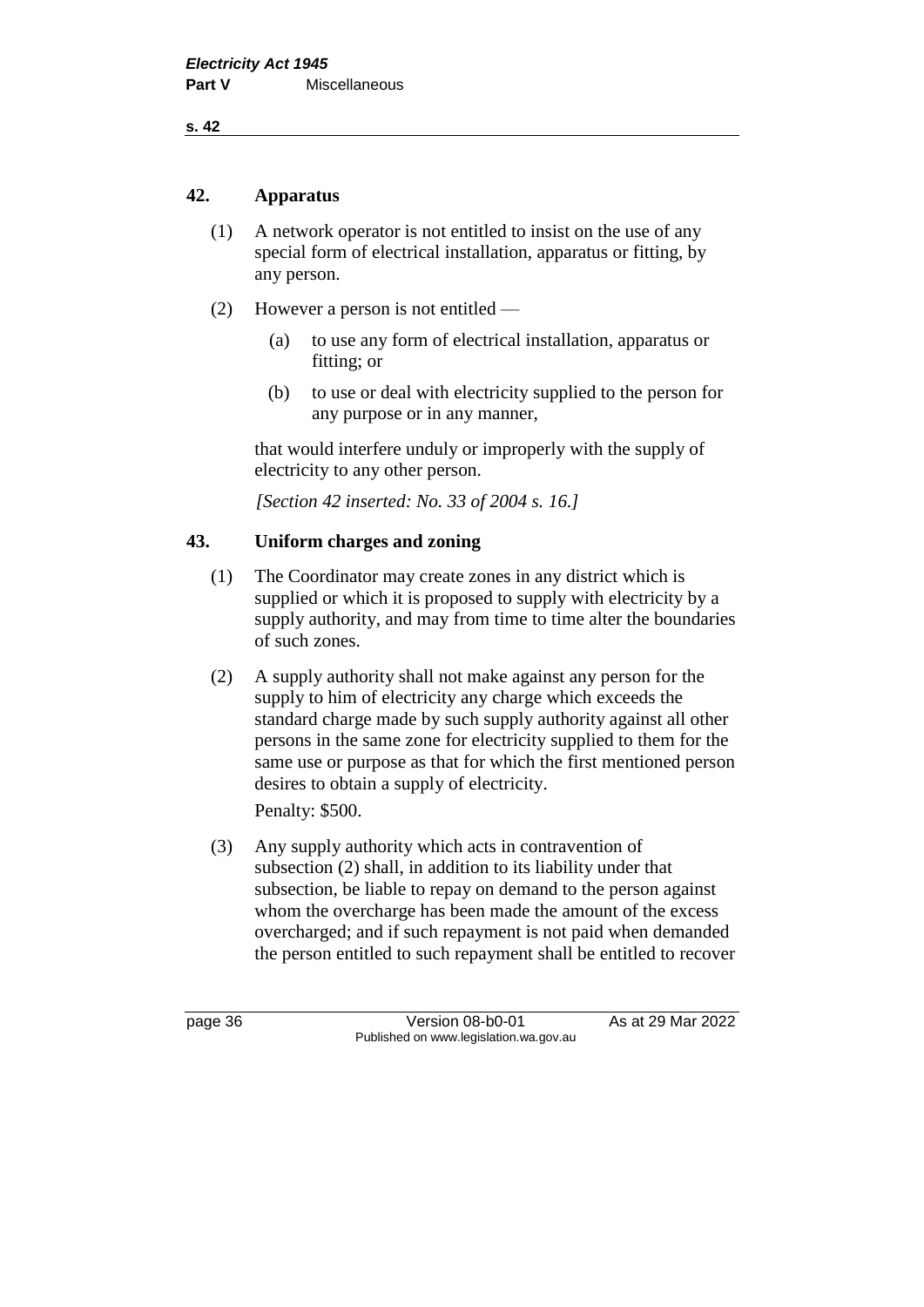## 42. Apparatus

(1) A network operator is not entitled to insist on the use of any special form of electrical installation, apparatus or fitting, by any person.

(2) However a person is not entitled —

(a) to use any form of electrical installation, apparatus or fitting; or

(b) to use or deal with electricity supplied to the person for any purpose or in any manner,

that would interfere unduly or improperly with the supply of electricity to any other person.

*[Section 42 inserted: No. 33 of 2004 s. 16.]*

## 43. Uniform charges and zoning

(1) The Coordinator may create zones in any district which is supplied or which it is proposed to supply with electricity by a supply authority, and may from time to time alter the boundaries of such zones.

(2) A supply authority shall not make against any person for the supply to him of electricity any charge which exceeds the standard charge made by such supply authority against all other persons in the same zone for electricity supplied to them for the same use or purpose as that for which the first mentioned person desires to obtain a supply of electricity.

Penalty: $500.

(3) Any supply authority which acts in contravention of subsection (2) shall, in addition to its liability under that subsection, be liable to repay on demand to the person against whom the overcharge has been made the amount of the excess overcharged; and if such repayment is not paid when demanded the person entitled to such repayment shall be entitled to recover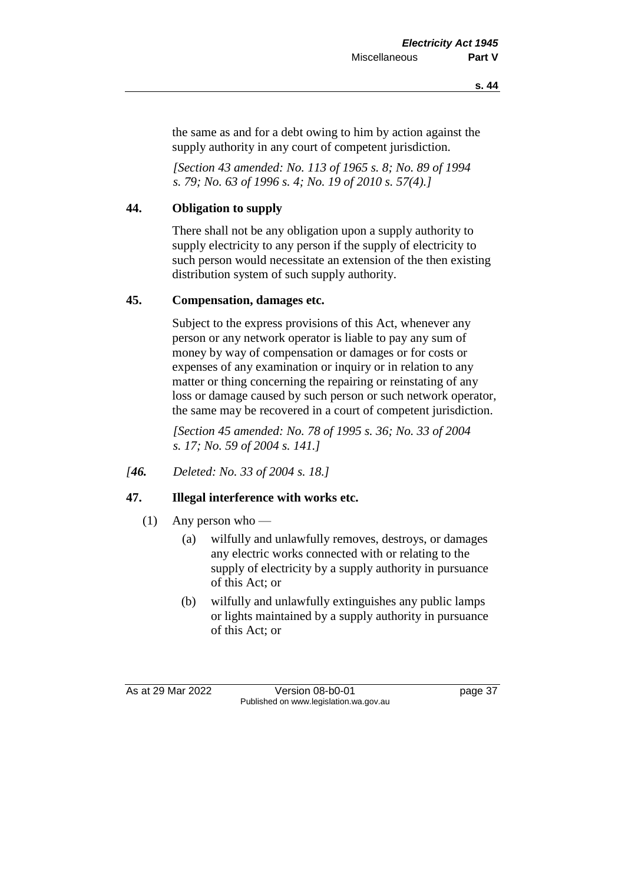the same as and for a debt owing to him by action against the supply authority in any court of competent jurisdiction.

*[Section 43 amended: No. 113 of 1965 s. 8; No. 89 of 1994 s. 79; No. 63 of 1996 s. 4; No. 19 of 2010 s. 57(4).]*

**44. Obligation to supply**

There shall not be any obligation upon a supply authority to supply electricity to any person if the supply of electricity to such person would necessitate an extension of the then existing distribution system of such supply authority.

**45. Compensation, damages etc.**

Subject to the express provisions of this Act, whenever any person or any network operator is liable to pay any sum of money by way of compensation or damages or for costs or expenses of any examination or inquiry or in relation to any matter or thing concerning the repairing or reinstating of any loss or damage caused by such person or such network operator, the same may be recovered in a court of competent jurisdiction.

*[Section 45 amended: No. 78 of 1995 s. 36; No. 33 of 2004 s. 17; No. 59 of 2004 s. 141.]*

*[**46.** Deleted: No. 33 of 2004 s. 18.]*

**47. Illegal interference with works etc.**

(1) Any person who —

(a) wilfully and unlawfully removes, destroys, or damages any electric works connected with or relating to the supply of electricity by a supply authority in pursuance of this Act; or

(b) wilfully and unlawfully extinguishes any public lamps or lights maintained by a supply authority in pursuance of this Act; or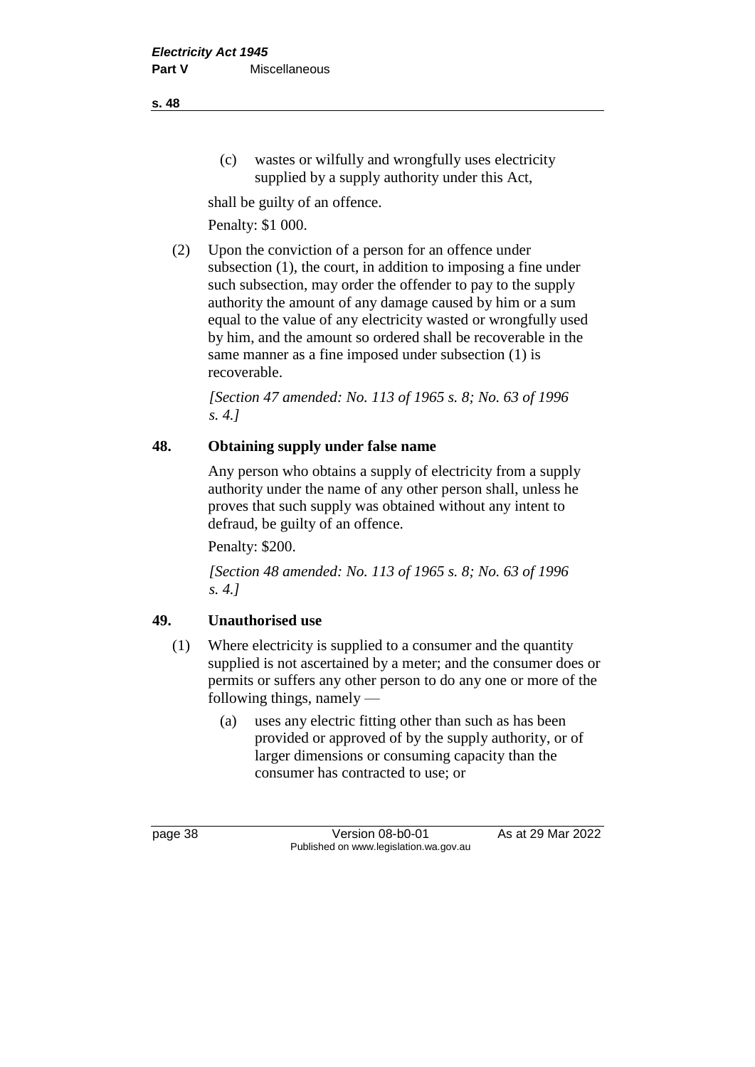(c) wastes or wilfully and wrongfully uses electricity supplied by a supply authority under this Act,

shall be guilty of an offence.

Penalty: $1 000.

(2) Upon the conviction of a person for an offence under subsection (1), the court, in addition to imposing a fine under such subsection, may order the offender to pay to the supply authority the amount of any damage caused by him or a sum equal to the value of any electricity wasted or wrongfully used by him, and the amount so ordered shall be recoverable in the same manner as a fine imposed under subsection (1) is recoverable.

*[Section 47 amended: No. 113 of 1965 s. 8; No. 63 of 1996 s. 4.]*

## 48. Obtaining supply under false name

Any person who obtains a supply of electricity from a supply authority under the name of any other person shall, unless he proves that such supply was obtained without any intent to defraud, be guilty of an offence.

Penalty: $200.

*[Section 48 amended: No. 113 of 1965 s. 8; No. 63 of 1996 s. 4.]*

## 49. Unauthorised use

(1) Where electricity is supplied to a consumer and the quantity supplied is not ascertained by a meter; and the consumer does or permits or suffers any other person to do any one or more of the following things, namely —

(a) uses any electric fitting other than such as has been provided or approved of by the supply authority, or of larger dimensions or consuming capacity than the consumer has contracted to use; or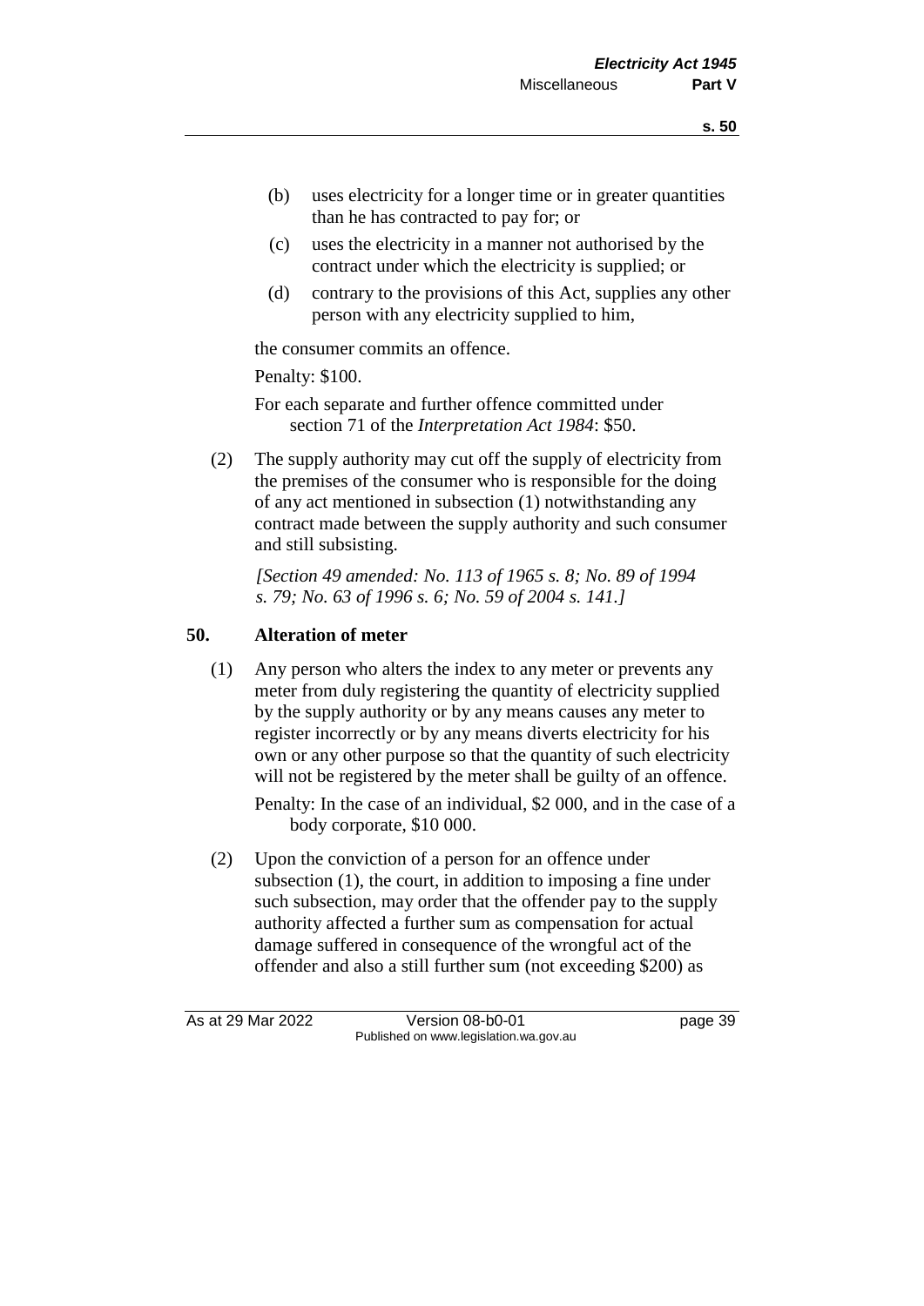(b) uses electricity for a longer time or in greater quantities than he has contracted to pay for; or

(c) uses the electricity in a manner not authorised by the contract under which the electricity is supplied; or

(d) contrary to the provisions of this Act, supplies any other person with any electricity supplied to him,

the consumer commits an offence.

Penalty: $100.

For each separate and further offence committed under section 71 of the *Interpretation Act 1984*: $50.

(2) The supply authority may cut off the supply of electricity from the premises of the consumer who is responsible for the doing of any act mentioned in subsection (1) notwithstanding any contract made between the supply authority and such consumer and still subsisting.

*[Section 49 amended: No. 113 of 1965 s. 8; No. 89 of 1994 s. 79; No. 63 of 1996 s. 6; No. 59 of 2004 s. 141.]*

## 50. Alteration of meter

(1) Any person who alters the index to any meter or prevents any meter from duly registering the quantity of electricity supplied by the supply authority or by any means causes any meter to register incorrectly or by any means diverts electricity for his own or any other purpose so that the quantity of such electricity will not be registered by the meter shall be guilty of an offence.

Penalty: In the case of an individual, $2 000, and in the case of a body corporate, $10 000.

(2) Upon the conviction of a person for an offence under subsection (1), the court, in addition to imposing a fine under such subsection, may order that the offender pay to the supply authority affected a further sum as compensation for actual damage suffered in consequence of the wrongful act of the offender and also a still further sum (not exceeding $200) as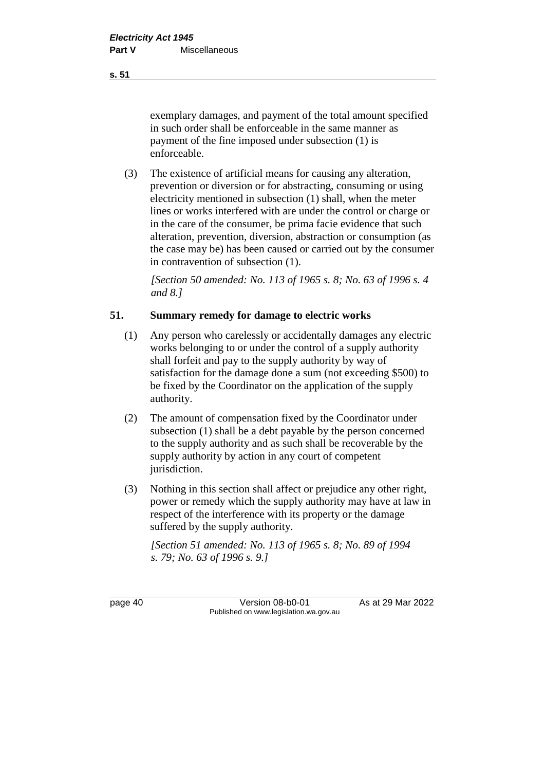exemplary damages, and payment of the total amount specified in such order shall be enforceable in the same manner as payment of the fine imposed under subsection (1) is enforceable.

(3) The existence of artificial means for causing any alteration, prevention or diversion or for abstracting, consuming or using electricity mentioned in subsection (1) shall, when the meter lines or works interfered with are under the control or charge or in the care of the consumer, be prima facie evidence that such alteration, prevention, diversion, abstraction or consumption (as the case may be) has been caused or carried out by the consumer in contravention of subsection (1).

*[Section 50 amended: No. 113 of 1965 s. 8; No. 63 of 1996 s. 4 and 8.]*

## 51. Summary remedy for damage to electric works

(1) Any person who carelessly or accidentally damages any electric works belonging to or under the control of a supply authority shall forfeit and pay to the supply authority by way of satisfaction for the damage done a sum (not exceeding $500) to be fixed by the Coordinator on the application of the supply authority.

(2) The amount of compensation fixed by the Coordinator under subsection (1) shall be a debt payable by the person concerned to the supply authority and as such shall be recoverable by the supply authority by action in any court of competent jurisdiction.

(3) Nothing in this section shall affect or prejudice any other right, power or remedy which the supply authority may have at law in respect of the interference with its property or the damage suffered by the supply authority.

*[Section 51 amended: No. 113 of 1965 s. 8; No. 89 of 1994 s. 79; No. 63 of 1996 s. 9.]*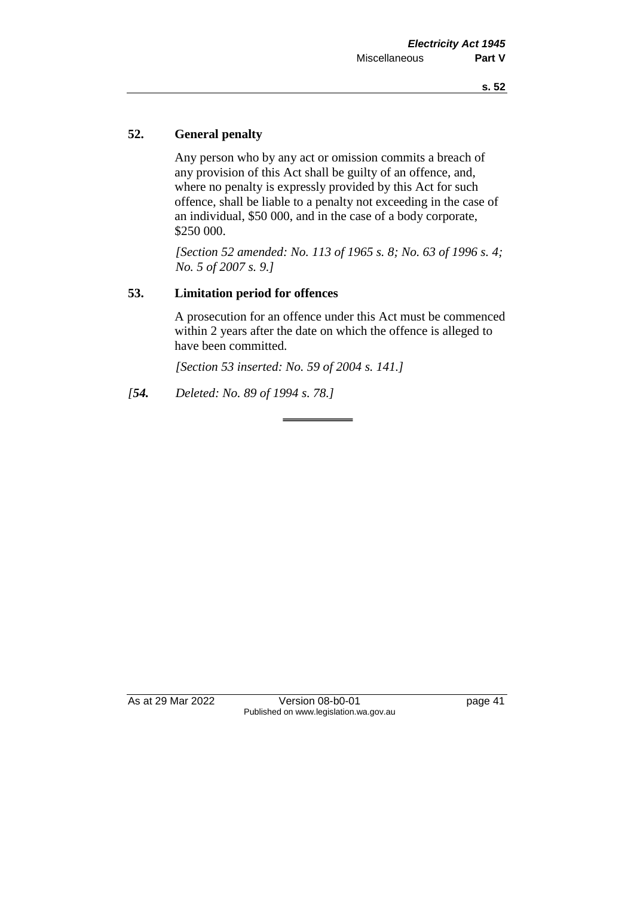## 52. General penalty

Any person who by any act or omission commits a breach of any provision of this Act shall be guilty of an offence, and, where no penalty is expressly provided by this Act for such offence, shall be liable to a penalty not exceeding in the case of an individual, $50 000, and in the case of a body corporate, $250 000.

*[Section 52 amended: No. 113 of 1965 s. 8; No. 63 of 1996 s. 4; No. 5 of 2007 s. 9.]*

## 53. Limitation period for offences

A prosecution for an offence under this Act must be commenced within 2 years after the date on which the offence is alleged to have been committed.

*[Section 53 inserted: No. 59 of 2004 s. 141.]*

*[**54.** Deleted: No. 89 of 1994 s. 78.]*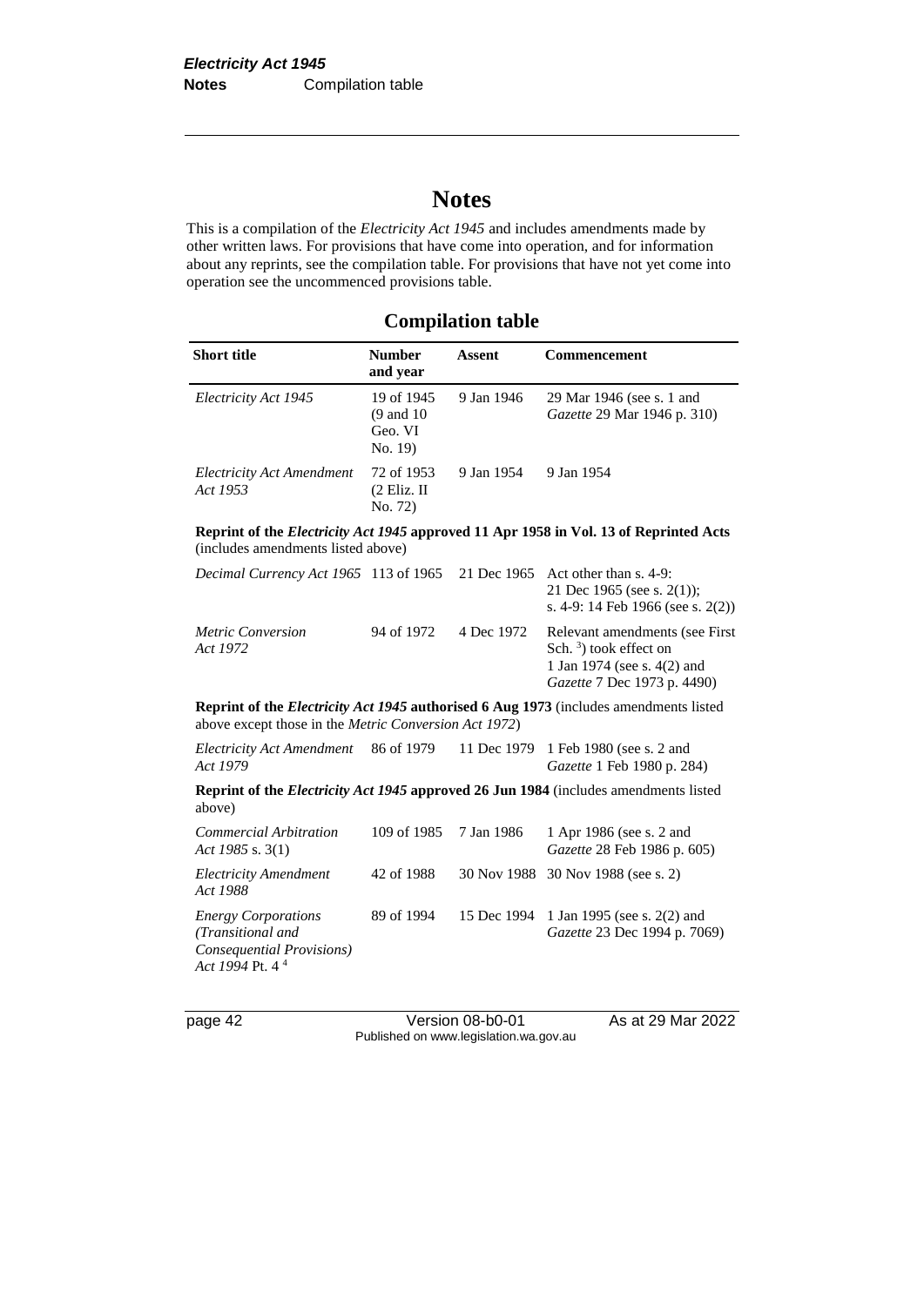# Notes

This is a compilation of the *Electricity Act 1945* and includes amendments made by other written laws. For provisions that have come into operation, and for information about any reprints, see the compilation table. For provisions that have not yet come into operation see the uncommenced provisions table.

## Compilation table

| Short title | Number and year | Assent | Commencement |
|---|---|---|---|
| *Electricity Act 1945* | 19 of 1945 (9 and 10 Geo. VI No. 19) | 9 Jan 1946 | 29 Mar 1946 (see s. 1 and *Gazette* 29 Mar 1946 p. 310) |
| *Electricity Act Amendment Act 1953* | 72 of 1953 (2 Eliz. II No. 72) | 9 Jan 1954 | 9 Jan 1954 |
| **Reprint of the *Electricity Act 1945* approved 11 Apr 1958 in Vol. 13 of Reprinted Acts** (includes amendments listed above) | | | |
| *Decimal Currency Act 1965* | 113 of 1965 | 21 Dec 1965 | Act other than s. 4-9: 21 Dec 1965 (see s. 2(1)); s. 4-9: 14 Feb 1966 (see s. 2(2)) |
| *Metric Conversion Act 1972* | 94 of 1972 | 4 Dec 1972 | Relevant amendments (see First Sch. [3]) took effect on 1 Jan 1974 (see s. 4(2) and *Gazette* 7 Dec 1973 p. 4490) |
| **Reprint of the *Electricity Act 1945* authorised 6 Aug 1973** (includes amendments listed above except those in the *Metric Conversion Act 1972*) | | | |
| *Electricity Act Amendment Act 1979* | 86 of 1979 | 11 Dec 1979 | 1 Feb 1980 (see s. 2 and *Gazette* 1 Feb 1980 p. 284) |
| **Reprint of the *Electricity Act 1945* approved 26 Jun 1984** (includes amendments listed above) | | | |
| *Commercial Arbitration Act 1985* s. 3(1) | 109 of 1985 | 7 Jan 1986 | 1 Apr 1986 (see s. 2 and *Gazette* 28 Feb 1986 p. 605) |
| *Electricity Amendment Act 1988* | 42 of 1988 | 30 Nov 1988 | 30 Nov 1988 (see s. 2) |
| *Energy Corporations (Transitional and Consequential Provisions) Act 1994* Pt. 4 [4] | 89 of 1994 | 15 Dec 1994 | 1 Jan 1995 (see s. 2(2) and *Gazette* 23 Dec 1994 p. 7069) |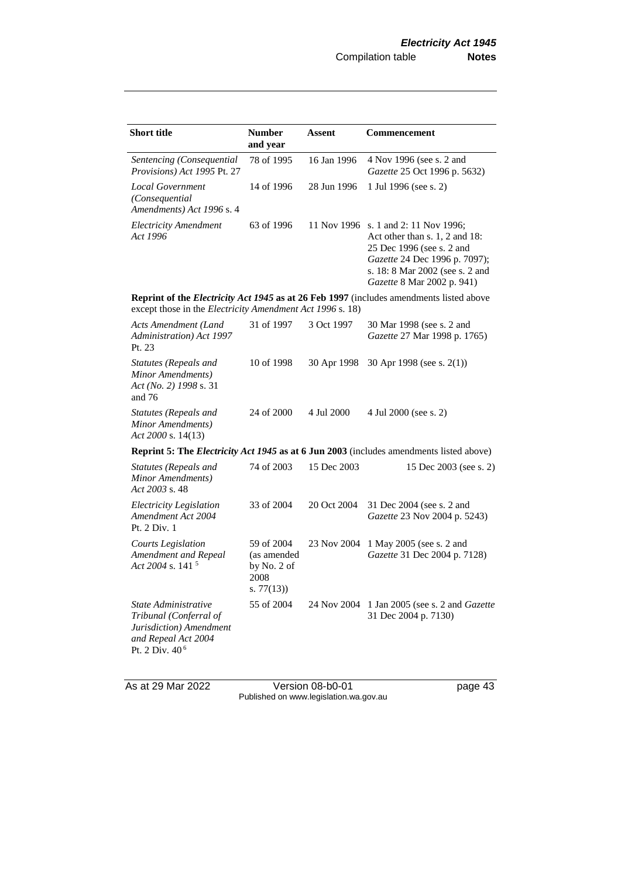| Short title | Number and year | Assent | Commencement |
|---|---|---|---|
| *Sentencing (Consequential Provisions) Act 1995* Pt. 27 | 78 of 1995 | 16 Jan 1996 | 4 Nov 1996 (see s. 2 and *Gazette* 25 Oct 1996 p. 5632) |
| *Local Government (Consequential Amendments) Act 1996* s. 4 | 14 of 1996 | 28 Jun 1996 | 1 Jul 1996 (see s. 2) |
| *Electricity Amendment Act 1996* | 63 of 1996 | 11 Nov 1996 | s. 1 and 2: 11 Nov 1996; Act other than s. 1, 2 and 18: 25 Dec 1996 (see s. 2 and *Gazette* 24 Dec 1996 p. 7097); s. 18: 8 Mar 2002 (see s. 2 and *Gazette* 8 Mar 2002 p. 941) |
| **Reprint of the *Electricity Act 1945* as at 26 Feb 1997** (includes amendments listed above except those in the *Electricity Amendment Act 1996* s. 18) | | | |
| *Acts Amendment (Land Administration) Act 1997* Pt. 23 | 31 of 1997 | 3 Oct 1997 | 30 Mar 1998 (see s. 2 and *Gazette* 27 Mar 1998 p. 1765) |
| *Statutes (Repeals and Minor Amendments) Act (No. 2) 1998* s. 31 and 76 | 10 of 1998 | 30 Apr 1998 | 30 Apr 1998 (see s. 2(1)) |
| *Statutes (Repeals and Minor Amendments) Act 2000* s. 14(13) | 24 of 2000 | 4 Jul 2000 | 4 Jul 2000 (see s. 2) |
| **Reprint 5: The *Electricity Act 1945* as at 6 Jun 2003** (includes amendments listed above) | | | |
| *Statutes (Repeals and Minor Amendments) Act 2003* s. 48 | 74 of 2003 | 15 Dec 2003 | 15 Dec 2003 (see s. 2) |
| *Electricity Legislation Amendment Act 2004* Pt. 2 Div. 1 | 33 of 2004 | 20 Oct 2004 | 31 Dec 2004 (see s. 2 and *Gazette* 23 Nov 2004 p. 5243) |
| *Courts Legislation Amendment and Repeal Act 2004* s. 141 [5] | 59 of 2004 (as amended by No. 2 of 2008 s. 77(13)) | 23 Nov 2004 | 1 May 2005 (see s. 2 and *Gazette* 31 Dec 2004 p. 7128) |
| *State Administrative Tribunal (Conferral of Jurisdiction) Amendment and Repeal Act 2004* Pt. 2 Div. 40 [6] | 55 of 2004 | 24 Nov 2004 | 1 Jan 2005 (see s. 2 and *Gazette* 31 Dec 2004 p. 7130) |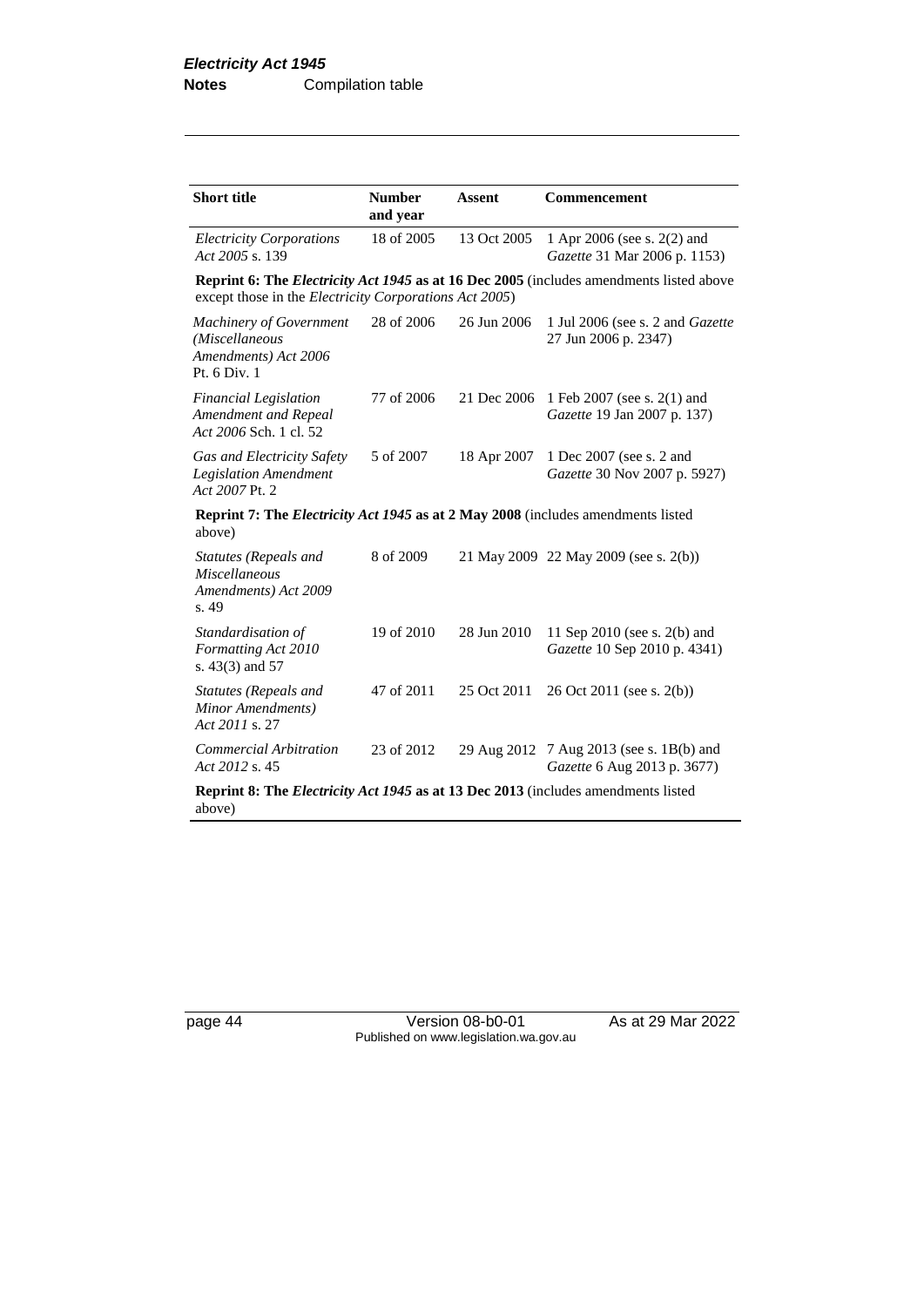| Short title | Number and year | Assent | Commencement |
|---|---|---|---|
| *Electricity Corporations Act 2005* s. 139 | 18 of 2005 | 13 Oct 2005 | 1 Apr 2006 (see s. 2(2) and *Gazette* 31 Mar 2006 p. 1153) |
| **Reprint 6: The *Electricity Act 1945* as at 16 Dec 2005** (includes amendments listed above except those in the *Electricity Corporations Act 2005*) | | | |
| *Machinery of Government (Miscellaneous Amendments) Act 2006* Pt. 6 Div. 1 | 28 of 2006 | 26 Jun 2006 | 1 Jul 2006 (see s. 2 and *Gazette* 27 Jun 2006 p. 2347) |
| *Financial Legislation Amendment and Repeal Act 2006* Sch. 1 cl. 52 | 77 of 2006 | 21 Dec 2006 | 1 Feb 2007 (see s. 2(1) and *Gazette* 19 Jan 2007 p. 137) |
| *Gas and Electricity Safety Legislation Amendment Act 2007* Pt. 2 | 5 of 2007 | 18 Apr 2007 | 1 Dec 2007 (see s. 2 and *Gazette* 30 Nov 2007 p. 5927) |
| **Reprint 7: The *Electricity Act 1945* as at 2 May 2008** (includes amendments listed above) | | | |
| *Statutes (Repeals and Miscellaneous Amendments) Act 2009* s. 49 | 8 of 2009 | 21 May 2009 | 22 May 2009 (see s. 2(b)) |
| *Standardisation of Formatting Act 2010* s. 43(3) and 57 | 19 of 2010 | 28 Jun 2010 | 11 Sep 2010 (see s. 2(b) and *Gazette* 10 Sep 2010 p. 4341) |
| *Statutes (Repeals and Minor Amendments) Act 2011* s. 27 | 47 of 2011 | 25 Oct 2011 | 26 Oct 2011 (see s. 2(b)) |
| *Commercial Arbitration Act 2012* s. 45 | 23 of 2012 | 29 Aug 2012 | 7 Aug 2013 (see s. 1B(b) and *Gazette* 6 Aug 2013 p. 3677) |
| **Reprint 8: The *Electricity Act 1945* as at 13 Dec 2013** (includes amendments listed above) | | | |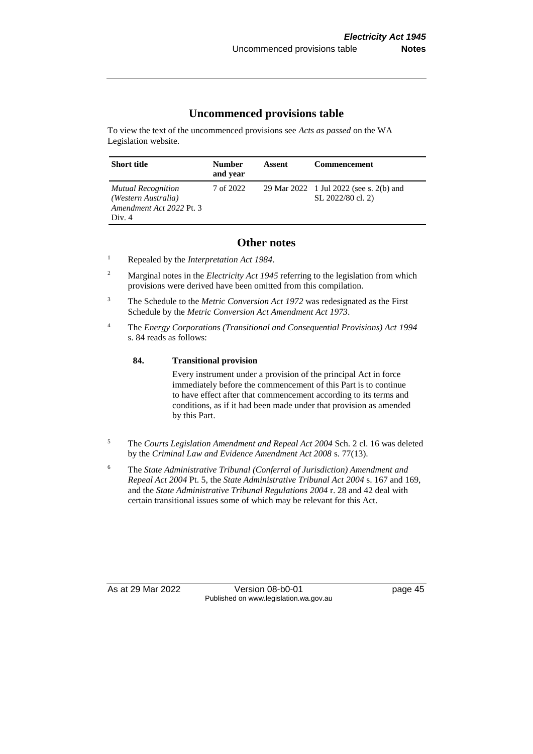## Uncommenced provisions table

To view the text of the uncommenced provisions see *Acts as passed* on the WA Legislation website.

| Short title | Number and year | Assent | Commencement |
|---|---|---|---|
| *Mutual Recognition (Western Australia) Amendment Act 2022* Pt. 3 Div. 4 | 7 of 2022 | 29 Mar 2022 | 1 Jul 2022 (see s. 2(b) and SL 2022/80 cl. 2) |

## Other notes

[1] Repealed by the *Interpretation Act 1984*.

[2] Marginal notes in the *Electricity Act 1945* referring to the legislation from which provisions were derived have been omitted from this compilation.

[3] The Schedule to the *Metric Conversion Act 1972* was redesignated as the First Schedule by the *Metric Conversion Act Amendment Act 1973*.

[4] The *Energy Corporations (Transitional and Consequential Provisions) Act 1994* s. 84 reads as follows:

> **84. Transitional provision**
>
> Every instrument under a provision of the principal Act in force immediately before the commencement of this Part is to continue to have effect after that commencement according to its terms and conditions, as if it had been made under that provision as amended by this Part.

[5] The *Courts Legislation Amendment and Repeal Act 2004* Sch. 2 cl. 16 was deleted by the *Criminal Law and Evidence Amendment Act 2008* s. 77(13).

[6] The *State Administrative Tribunal (Conferral of Jurisdiction) Amendment and Repeal Act 2004* Pt. 5, the *State Administrative Tribunal Act 2004* s. 167 and 169, and the *State Administrative Tribunal Regulations 2004* r. 28 and 42 deal with certain transitional issues some of which may be relevant for this Act.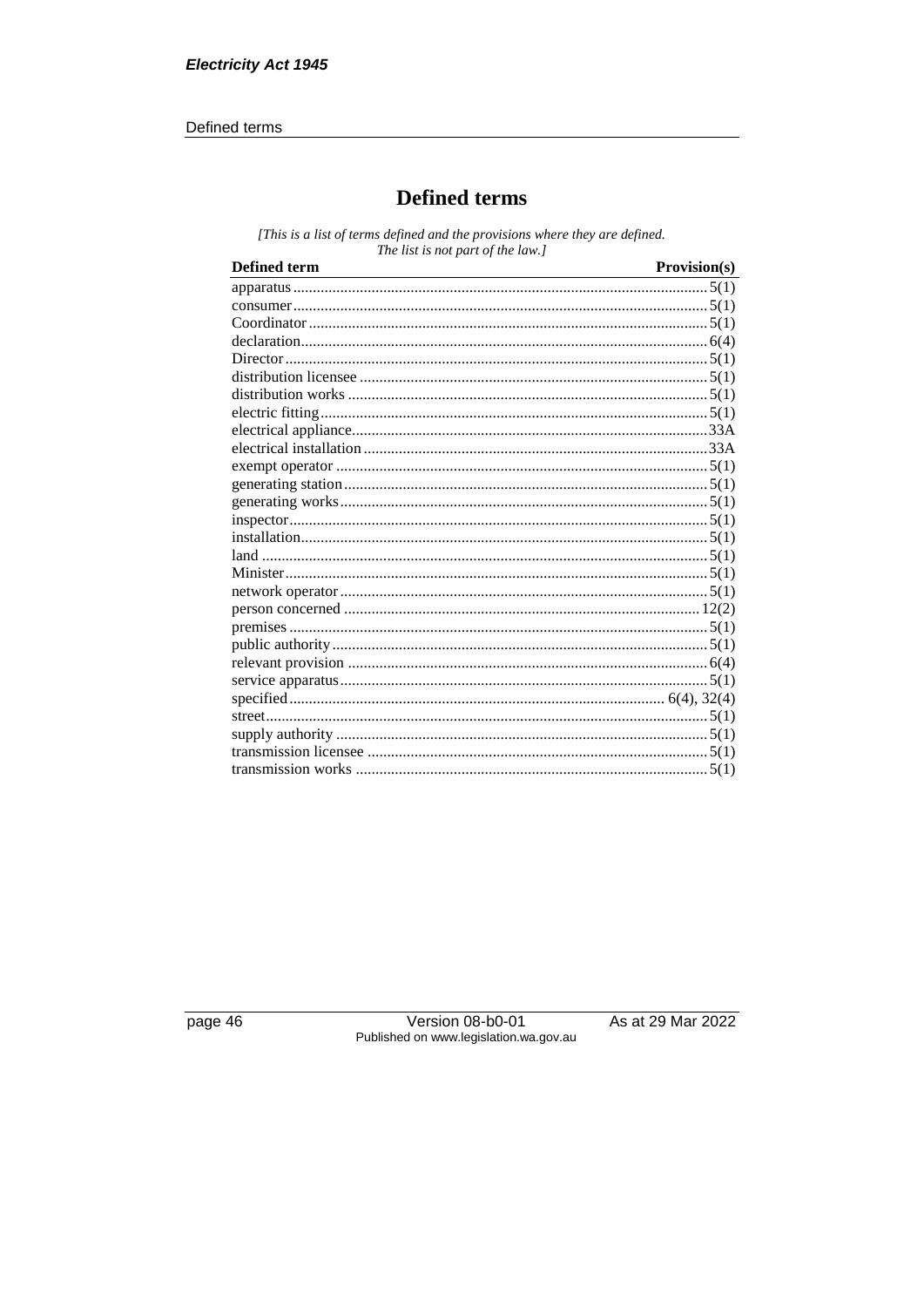# Defined terms

*[This is a list of terms defined and the provisions where they are defined. The list is not part of the law.]*

| Defined term | Provision(s) |
|---|---|
| apparatus | 5(1) |
| consumer | 5(1) |
| Coordinator | 5(1) |
| declaration | 6(4) |
| Director | 5(1) |
| distribution licensee | 5(1) |
| distribution works | 5(1) |
| electric fitting | 5(1) |
| electrical appliance | 33A |
| electrical installation | 33A |
| exempt operator | 5(1) |
| generating station | 5(1) |
| generating works | 5(1) |
| inspector | 5(1) |
| installation | 5(1) |
| land | 5(1) |
| Minister | 5(1) |
| network operator | 5(1) |
| person concerned | 12(2) |
| premises | 5(1) |
| public authority | 5(1) |
| relevant provision | 6(4) |
| service apparatus | 5(1) |
| specified | 6(4), 32(4) |
| street | 5(1) |
| supply authority | 5(1) |
| transmission licensee | 5(1) |
| transmission works | 5(1) |